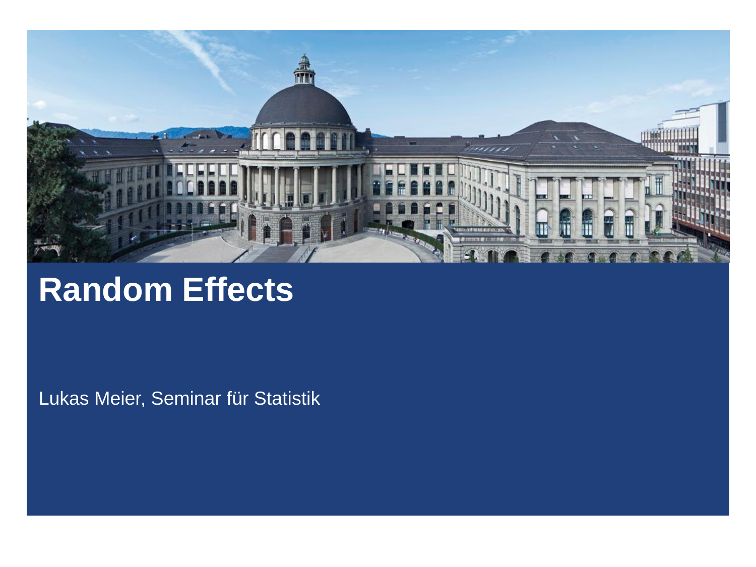# Random Effects

Lukas Meier, Seminar für Statistik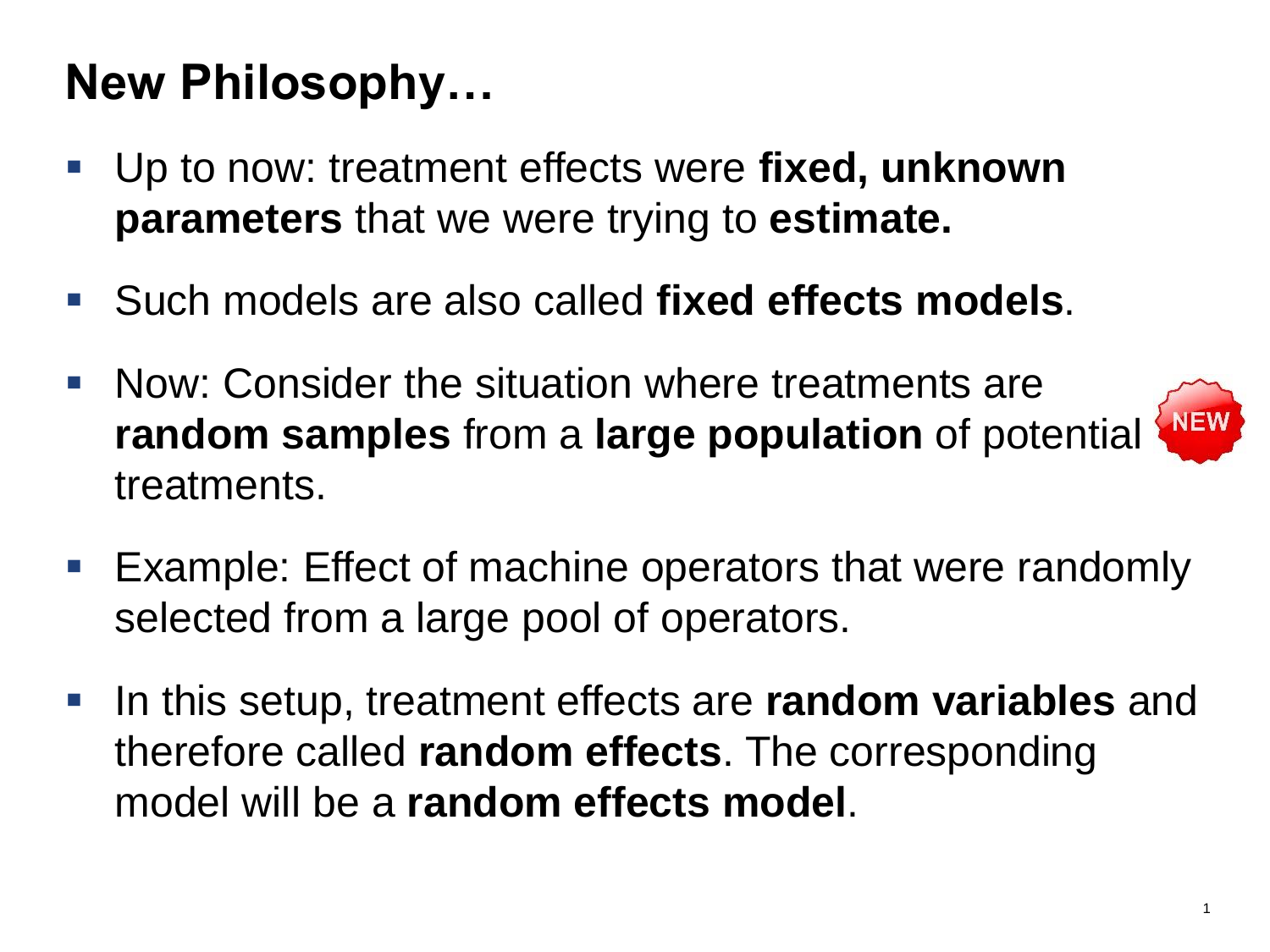# New Philosophy…

- Up to now: treatment effects were **fixed, unknown parameters** that we were trying to **estimate.**
- Such models are also called **fixed effects models**.
- Now: Consider the situation where treatments are **random samples** from a **large population** of potential treatments.
- Example: Effect of machine operators that were randomly selected from a large pool of operators.
- In this setup, treatment effects are **random variables** and therefore called **random effects**. The corresponding model will be a **random effects model**.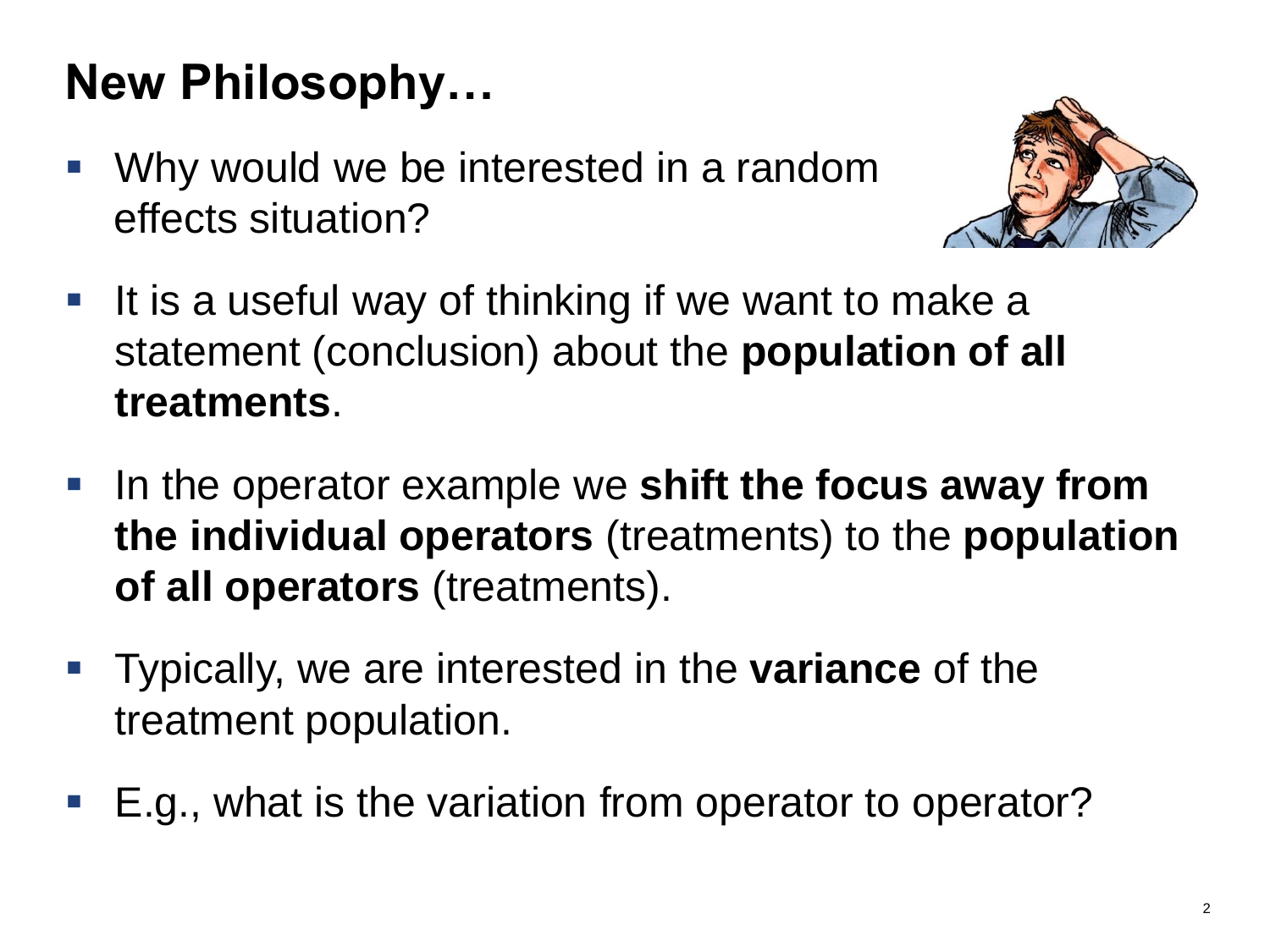# New Philosophy…

- Why would we be interested in a random effects situation?
- It is a useful way of thinking if we want to make a statement (conclusion) about the **population of all treatments**.
- In the operator example we **shift the focus away from the individual operators** (treatments) to the **population of all operators** (treatments).
- Typically, we are interested in the **variance** of the treatment population.
- E.g., what is the variation from operator to operator?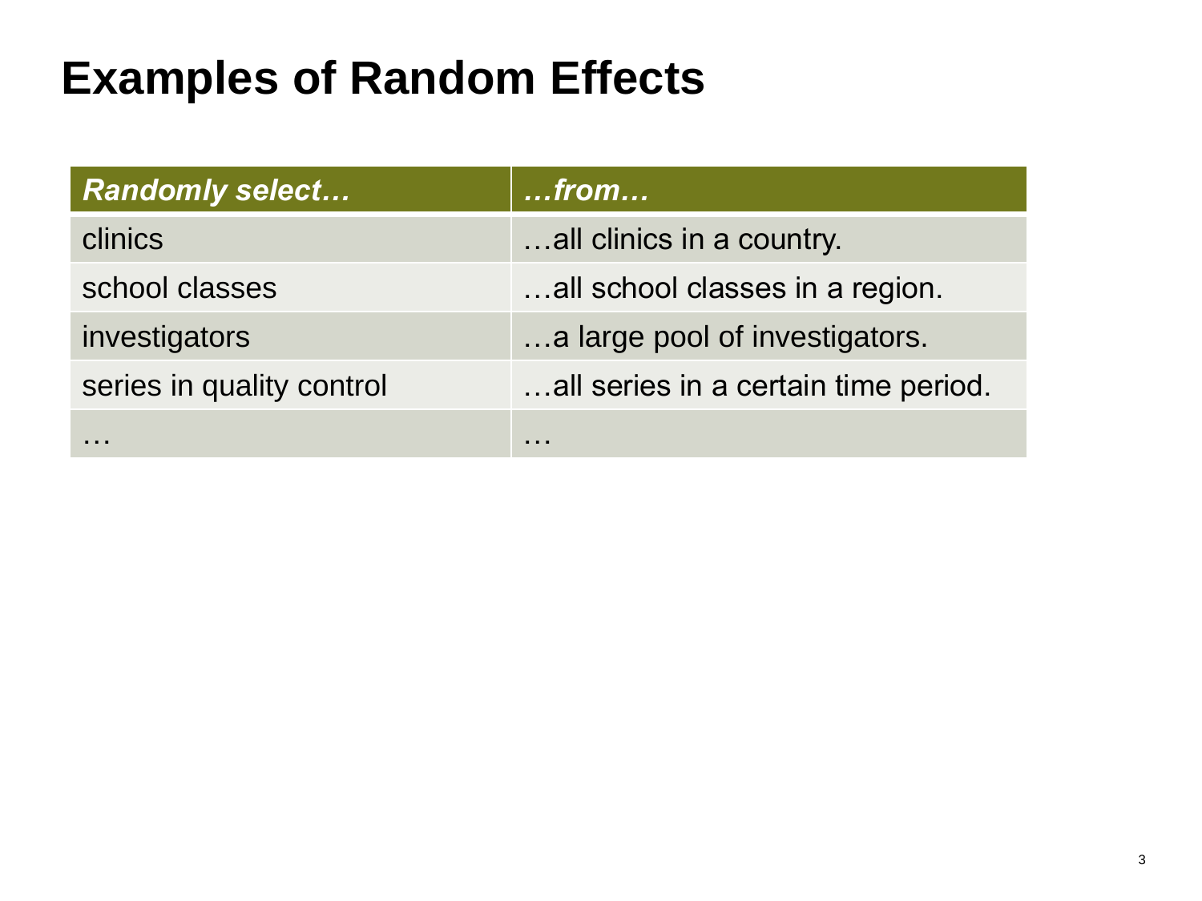# Examples of Random Effects

| *Randomly select…* | *…from…* |
| --- | --- |
| clinics | …all clinics in a country. |
| school classes | …all school classes in a region. |
| investigators | …a large pool of investigators. |
| series in quality control | …all series in a certain time period. |
| … | … |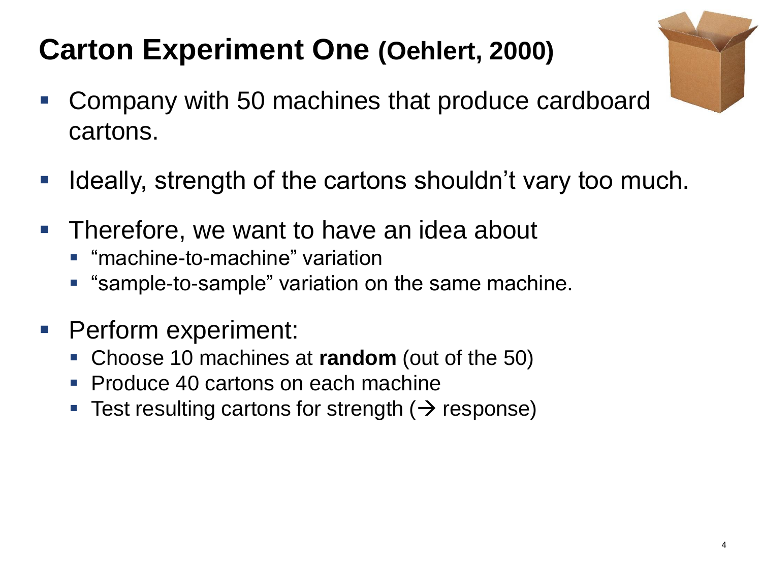# Carton Experiment One **(Oehlert, 2000)**

- Company with 50 machines that produce cardboard cartons.
- Ideally, strength of the cartons shouldn't vary too much.
- Therefore, we want to have an idea about
  - "machine-to-machine" variation
  - "sample-to-sample" variation on the same machine.
- Perform experiment:
  - Choose 10 machines at **random** (out of the 50)
  - Produce 40 cartons on each machine
  - Test resulting cartons for strength (→ response)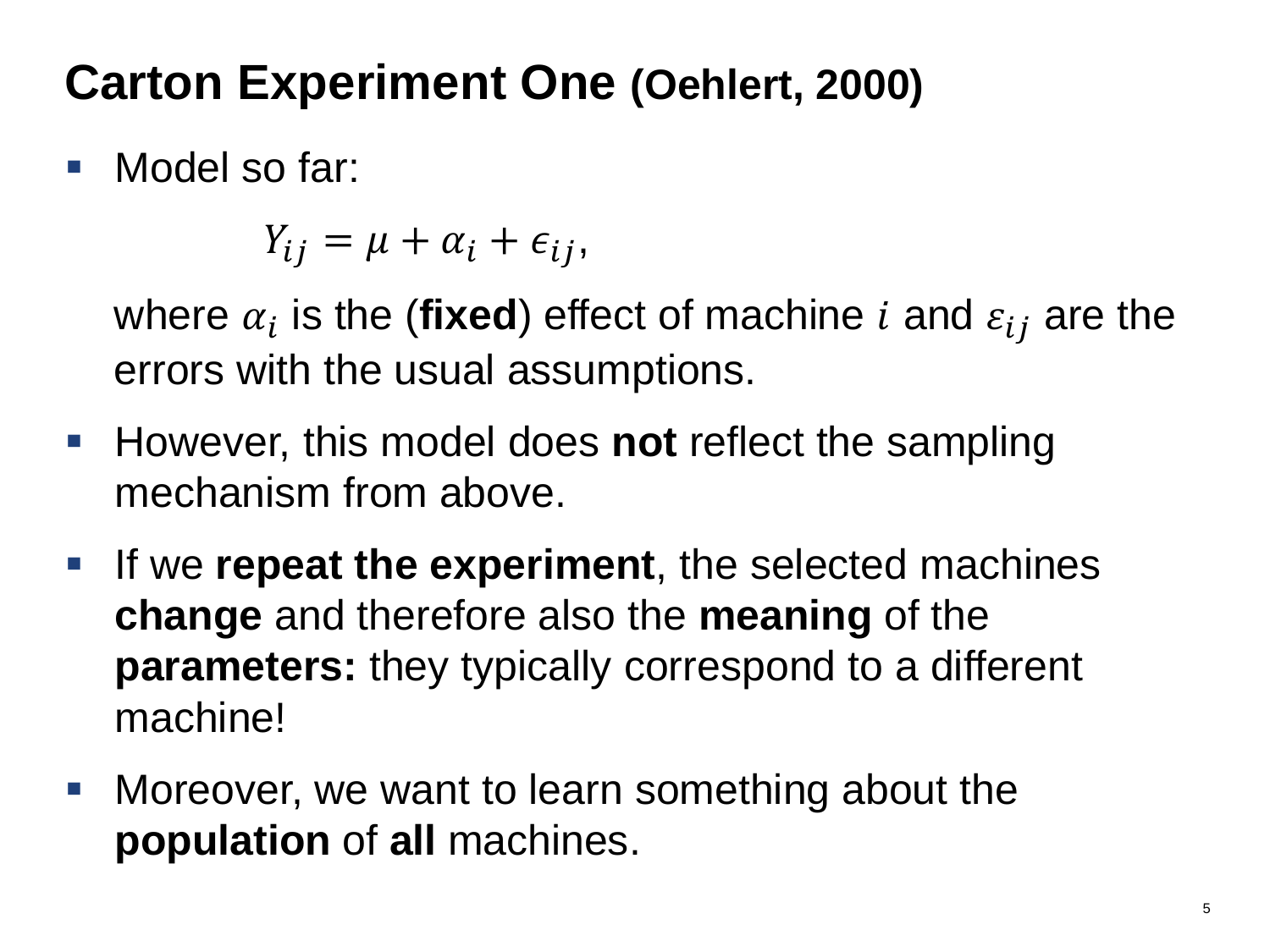# Carton Experiment One (Oehlert, 2000)

- Model so far:

$$Y_{ij} = \mu + \alpha_i + \epsilon_{ij},$$

  where $\alpha_i$ is the (**fixed**) effect of machine $i$ and $\varepsilon_{ij}$ are the errors with the usual assumptions.

- However, this model does **not** reflect the sampling mechanism from above.
- If we **repeat the experiment**, the selected machines **change** and therefore also the **meaning** of the **parameters:** they typically correspond to a different machine!
- Moreover, we want to learn something about the **population** of **all** machines.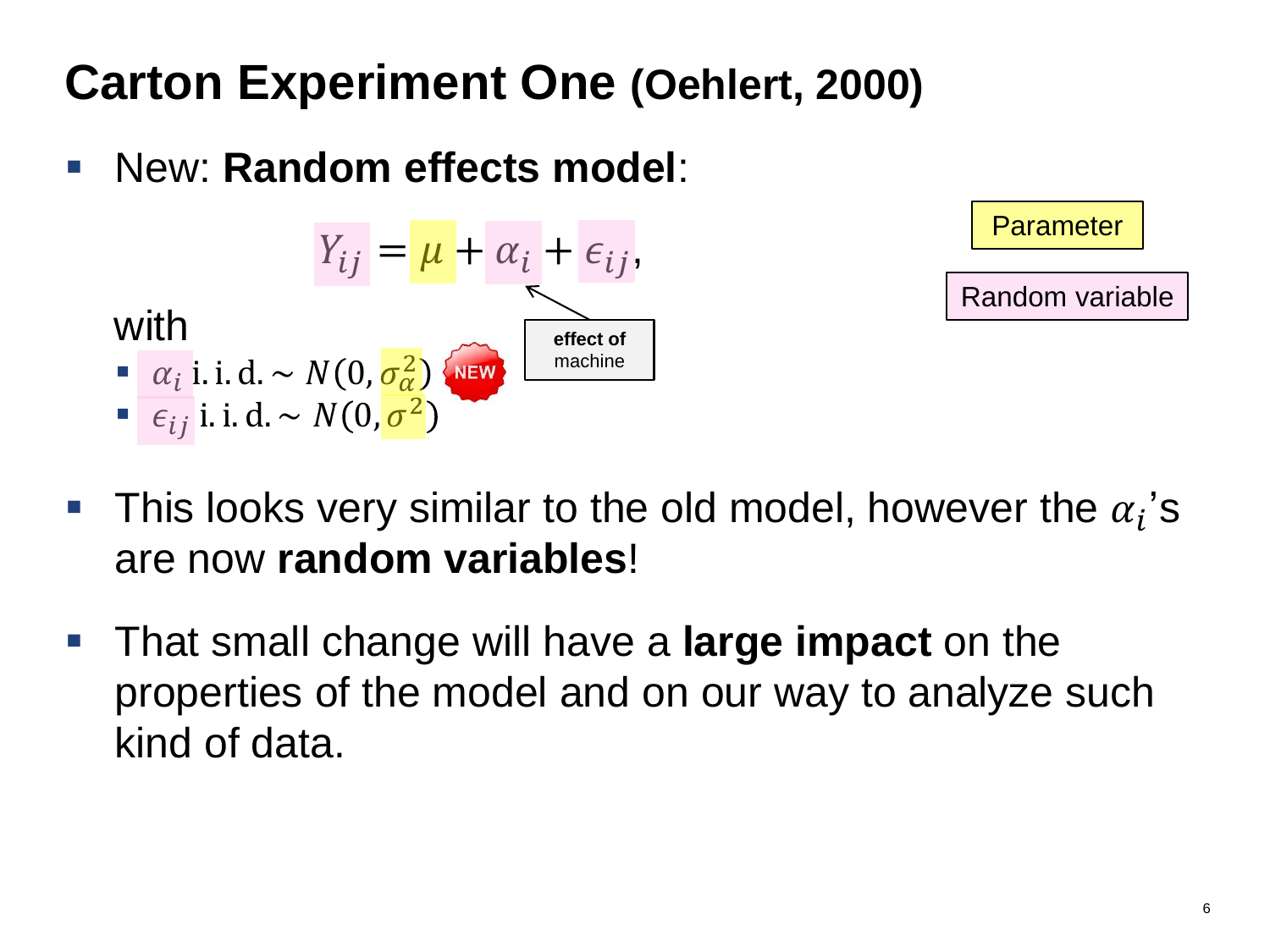# Carton Experiment One (Oehlert, 2000)

- New: **Random effects model**:

$$Y_{ij} = \mu + \alpha_i + \epsilon_{ij},$$

Parameter

Random variable

effect of machine

with

- $\alpha_i$ i.i.d. $\sim N(0, \sigma_\alpha^2)$ NEW
- $\epsilon_{ij}$ i.i.d. $\sim N(0, \sigma^2)$

- This looks very similar to the old model, however the $\alpha_i$'s are now **random variables**!
- That small change will have a **large impact** on the properties of the model and on our way to analyze such kind of data.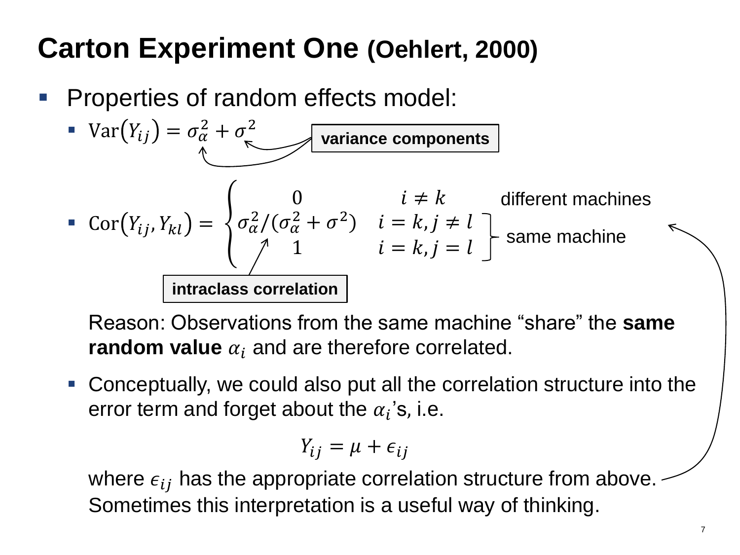# Carton Experiment One (Oehlert, 2000)

- Properties of random effects model:
  - $\text{Var}(Y_{ij}) = \sigma_\alpha^2 + \sigma^2$ — **variance components**
  - $$\text{Cor}(Y_{ij}, Y_{kl}) = \begin{cases} 0 & i \neq k \\ \sigma_\alpha^2 / (\sigma_\alpha^2 + \sigma^2) & i = k, j \neq l \\ 1 & i = k, j = l \end{cases}$$

    - $i \neq k$: different machines
    - $i = k, j \neq l$ and $i = k, j = l$: same machine
    - $\sigma_\alpha^2 / (\sigma_\alpha^2 + \sigma^2)$: **intraclass correlation**

    Reason: Observations from the same machine "share" the **same random value** $\alpha_i$ and are therefore correlated.

  - Conceptually, we could also put all the correlation structure into the error term and forget about the $\alpha_i$'s, i.e.

    $$Y_{ij} = \mu + \epsilon_{ij}$$

    where $\epsilon_{ij}$ has the appropriate correlation structure from above. Sometimes this interpretation is a useful way of thinking.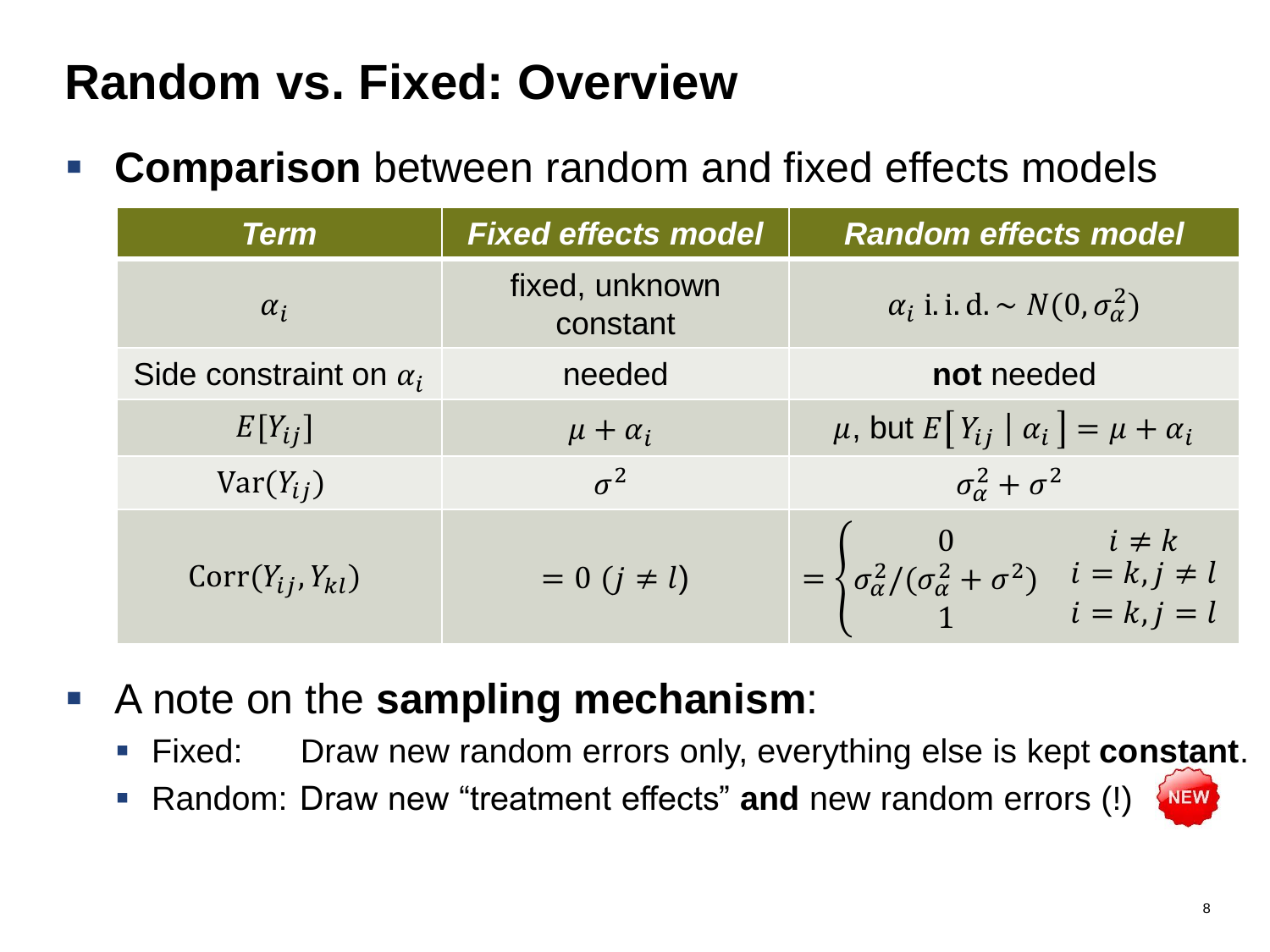# Random vs. Fixed: Overview

- **Comparison** between random and fixed effects models

| *Term* | *Fixed effects model* | *Random effects model* |
|---|---|---|
| $\alpha_i$ | fixed, unknown constant | $\alpha_i$ i.i.d. $\sim N(0, \sigma_\alpha^2)$ |
| Side constraint on $\alpha_i$ | needed | **not** needed |
| $E[Y_{ij}]$ | $\mu + \alpha_i$ | $\mu$, but $E[\,Y_{ij} \mid \alpha_i\,] = \mu + \alpha_i$ |
| $\mathrm{Var}(Y_{ij})$ | $\sigma^2$ | $\sigma_\alpha^2 + \sigma^2$ |
| $\mathrm{Corr}(Y_{ij}, Y_{kl})$ | $= 0 \; (j \neq l)$ | $= \begin{cases} 0 & i \neq k \\ \sigma_\alpha^2/(\sigma_\alpha^2 + \sigma^2) & i = k, j \neq l \\ 1 & i = k, j = l \end{cases}$ |

- A note on the **sampling mechanism**:
  - Fixed: Draw new random errors only, everything else is kept **constant**.
  - Random: Draw new "treatment effects" **and** new random errors (!) NEW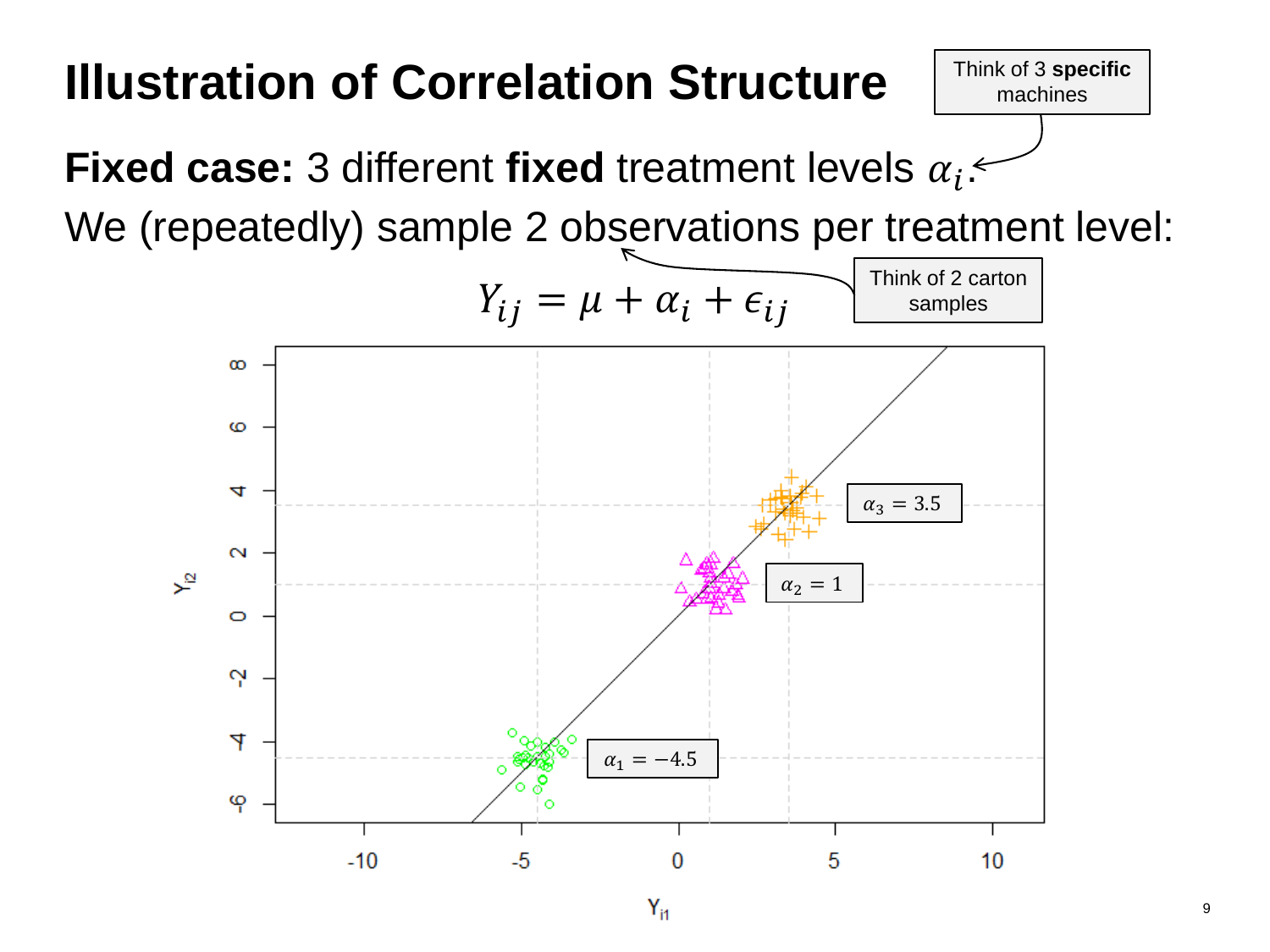# Illustration of Correlation Structure

Think of 3 **specific** machines

**Fixed case:** 3 different **fixed** treatment levels $\alpha_i$.

We (repeatedly) sample 2 observations per treatment level:

Think of 2 carton samples

$$Y_{ij} = \mu + \alpha_i + \epsilon_{ij}$$

$\alpha_3 = 3.5$

$\alpha_2 = 1$

$\alpha_1 = -4.5$

$Y_{i2}$

$Y_{i1}$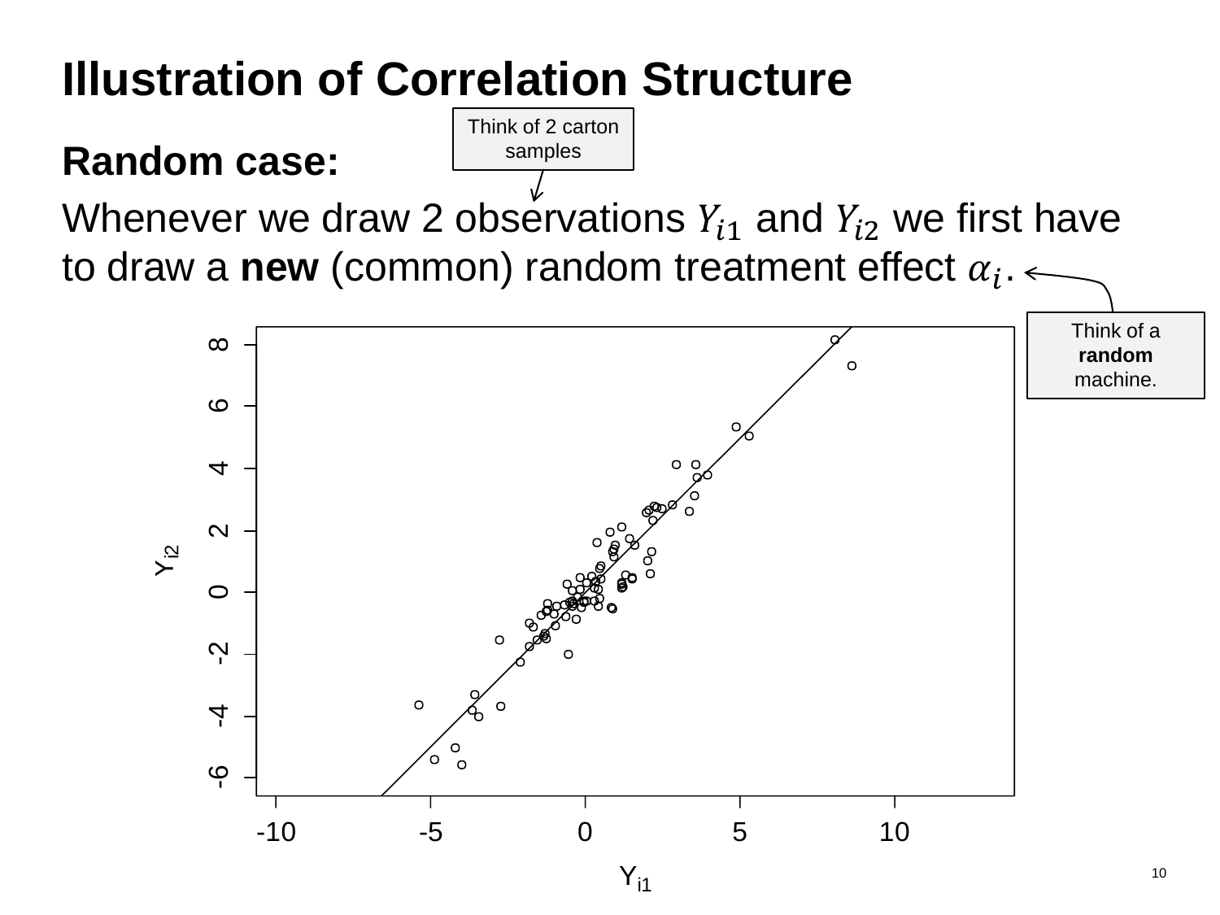# Illustration of Correlation Structure

**Random case:**

Whenever we draw 2 observations $Y_{i1}$ and $Y_{i2}$ we first have to draw a **new** (common) random treatment effect $\alpha_i$.

Think of 2 carton samples

Think of a **random** machine.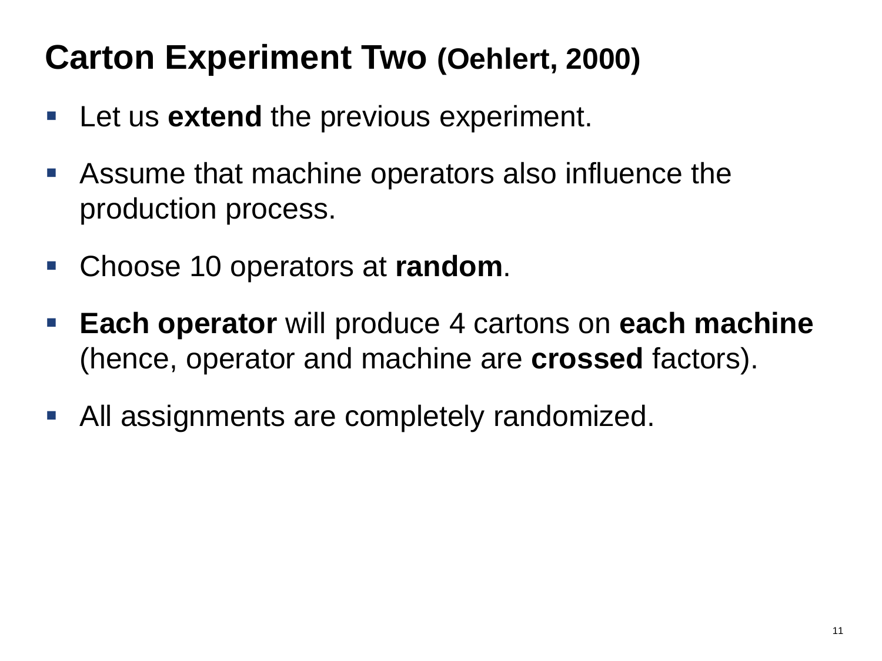# Carton Experiment Two (Oehlert, 2000)

- Let us **extend** the previous experiment.
- Assume that machine operators also influence the production process.
- Choose 10 operators at **random**.
- **Each operator** will produce 4 cartons on **each machine** (hence, operator and machine are **crossed** factors).
- All assignments are completely randomized.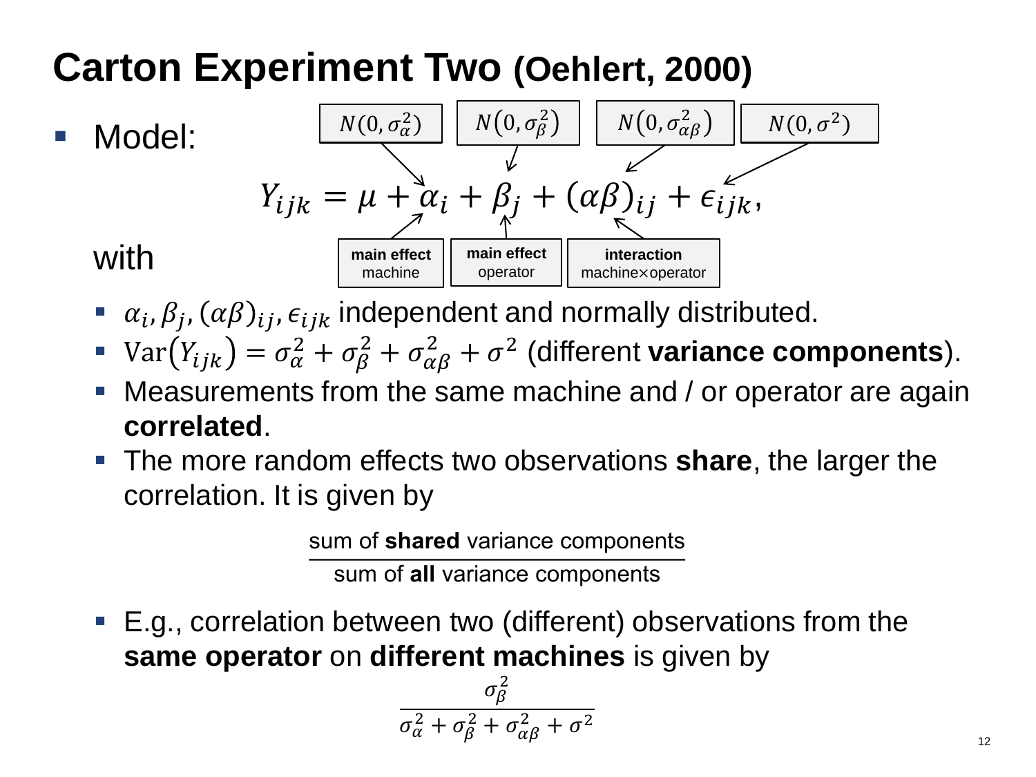# Carton Experiment Two (Oehlert, 2000)

- Model:

$$Y_{ijk} = \mu + \alpha_i + \beta_j + (\alpha\beta)_{ij} + \epsilon_{ijk},$$

with $\alpha_i \sim N(0, \sigma_\alpha^2)$ (main effect machine), $\beta_j \sim N(0, \sigma_\beta^2)$ (main effect operator), $(\alpha\beta)_{ij} \sim N(0, \sigma_{\alpha\beta}^2)$ (interaction machine×operator), $\epsilon_{ijk} \sim N(0, \sigma^2)$

- $\alpha_i, \beta_j, (\alpha\beta)_{ij}, \epsilon_{ijk}$ independent and normally distributed.
- $\text{Var}(Y_{ijk}) = \sigma_\alpha^2 + \sigma_\beta^2 + \sigma_{\alpha\beta}^2 + \sigma^2$ (different **variance components**).
- Measurements from the same machine and / or operator are again **correlated**.
- The more random effects two observations **share**, the larger the correlation. It is given by

$$\frac{\text{sum of \textbf{shared} variance components}}{\text{sum of \textbf{all} variance components}}$$

- E.g., correlation between two (different) observations from the **same operator** on **different machines** is given by

$$\frac{\sigma_\beta^2}{\sigma_\alpha^2 + \sigma_\beta^2 + \sigma_{\alpha\beta}^2 + \sigma^2}$$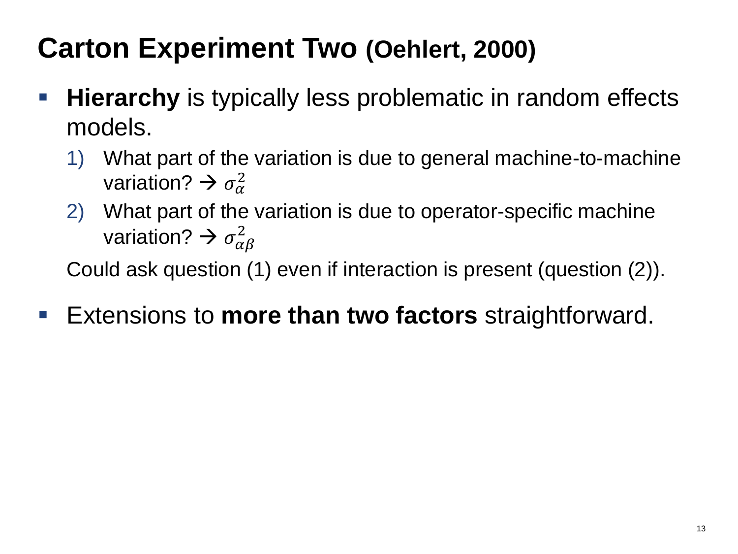# Carton Experiment Two (Oehlert, 2000)

- **Hierarchy** is typically less problematic in random effects models.
  1) What part of the variation is due to general machine-to-machine variation? → $\sigma_{\alpha}^{2}$
  2) What part of the variation is due to operator-specific machine variation? → $\sigma_{\alpha\beta}^{2}$

  Could ask question (1) even if interaction is present (question (2)).

- Extensions to **more than two factors** straightforward.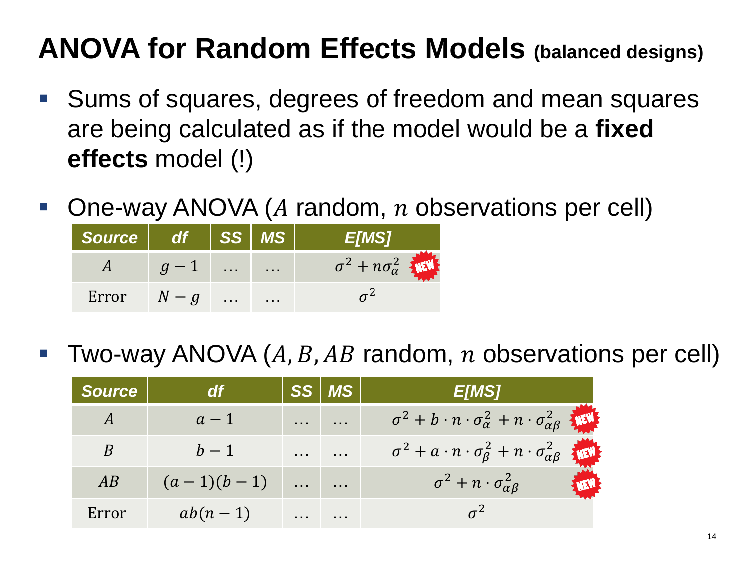# ANOVA for Random Effects Models (balanced designs)

- Sums of squares, degrees of freedom and mean squares are being calculated as if the model would be a **fixed effects** model (!)

- One-way ANOVA ($A$ random, $n$ observations per cell)

| Source | df | SS | MS | E[MS] |
|---|---|---|---|---|
| $A$ | $g-1$ | … | … | $\sigma^2 + n\sigma_\alpha^2$ NEW |
| Error | $N-g$ | … | … | $\sigma^2$ |

- Two-way ANOVA ($A, B, AB$ random, $n$ observations per cell)

| Source | df | SS | MS | E[MS] |
|---|---|---|---|---|
| $A$ | $a-1$ | … | … | $\sigma^2 + b \cdot n \cdot \sigma_\alpha^2 + n \cdot \sigma_{\alpha\beta}^2$ NEW |
| $B$ | $b-1$ | … | … | $\sigma^2 + a \cdot n \cdot \sigma_\beta^2 + n \cdot \sigma_{\alpha\beta}^2$ NEW |
| $AB$ | $(a-1)(b-1)$ | … | … | $\sigma^2 + n \cdot \sigma_{\alpha\beta}^2$ NEW |
| Error | $ab(n-1)$ | … | … | $\sigma^2$ |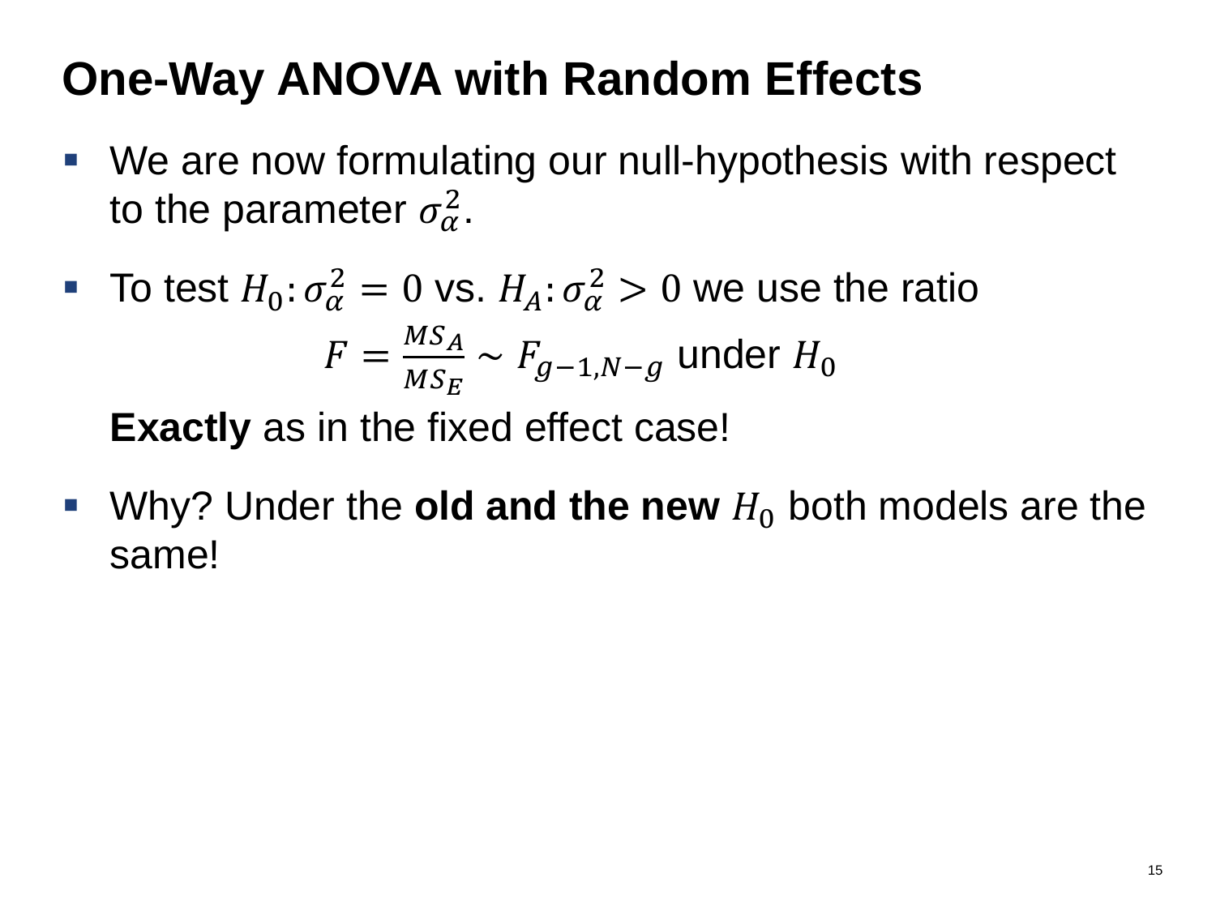# One-Way ANOVA with Random Effects

- We are now formulating our null-hypothesis with respect to the parameter $\sigma_\alpha^2$.
- To test $H_0: \sigma_\alpha^2 = 0$ vs. $H_A: \sigma_\alpha^2 > 0$ we use the ratio

$$F = \frac{MS_A}{MS_E} \sim F_{g-1, N-g} \text{ under } H_0$$

  **Exactly** as in the fixed effect case!

- Why? Under the **old and the new** $H_0$ both models are the same!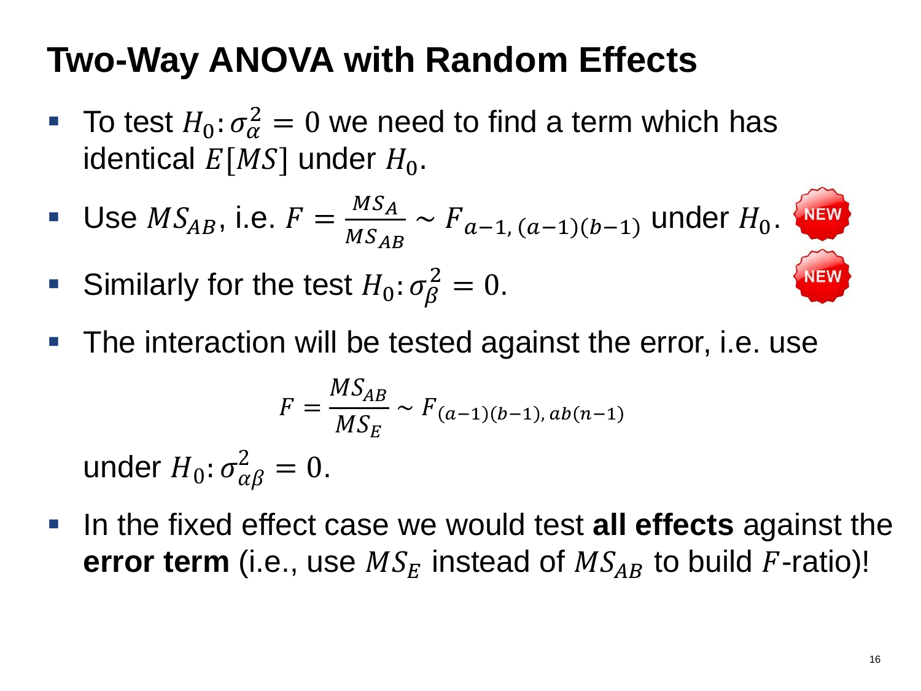# Two-Way ANOVA with Random Effects

- To test $H_0: \sigma_\alpha^2 = 0$ we need to find a term which has identical $E[MS]$ under $H_0$.
- Use $MS_{AB}$, i.e. $F = \frac{MS_A}{MS_{AB}} \sim F_{a-1,\,(a-1)(b-1)}$ under $H_0$. NEW
- Similarly for the test $H_0: \sigma_\beta^2 = 0$. NEW
- The interaction will be tested against the error, i.e. use

$$F = \frac{MS_{AB}}{MS_E} \sim F_{(a-1)(b-1),\,ab(n-1)}$$

  under $H_0: \sigma_{\alpha\beta}^2 = 0$.
- In the fixed effect case we would test **all effects** against the **error term** (i.e., use $MS_E$ instead of $MS_{AB}$ to build $F$-ratio)!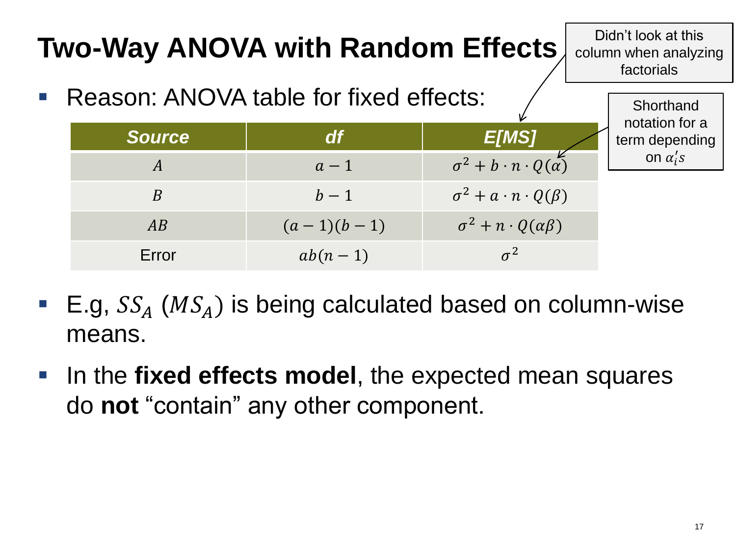# Two-Way ANOVA with Random Effects

Didn't look at this column when analyzing factorials

- Reason: ANOVA table for fixed effects:

Shorthand notation for a term depending on $\alpha_i's$

| Source | df | E[MS] |
|---|---|---|
| $A$ | $a-1$ | $\sigma^2 + b \cdot n \cdot Q(\alpha)$ |
| $B$ | $b-1$ | $\sigma^2 + a \cdot n \cdot Q(\beta)$ |
| $AB$ | $(a-1)(b-1)$ | $\sigma^2 + n \cdot Q(\alpha\beta)$ |
| Error | $ab(n-1)$ | $\sigma^2$ |

- E.g, $SS_A$ ($MS_A$) is being calculated based on column-wise means.
- In the **fixed effects model**, the expected mean squares do **not** "contain" any other component.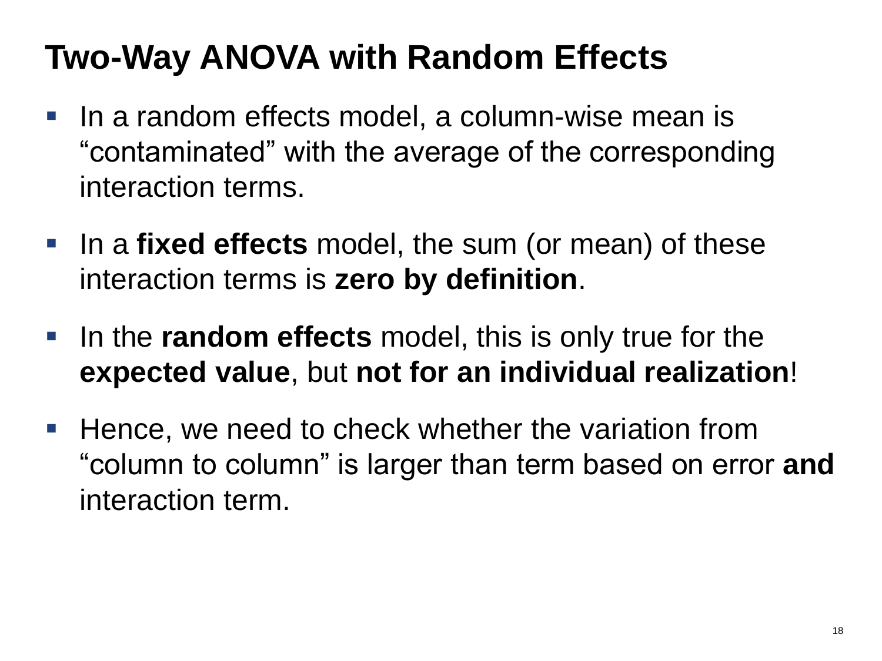# Two-Way ANOVA with Random Effects

- In a random effects model, a column-wise mean is “contaminated” with the average of the corresponding interaction terms.
- In a **fixed effects** model, the sum (or mean) of these interaction terms is **zero by definition**.
- In the **random effects** model, this is only true for the **expected value**, but **not for an individual realization**!
- Hence, we need to check whether the variation from “column to column” is larger than term based on error **and** interaction term.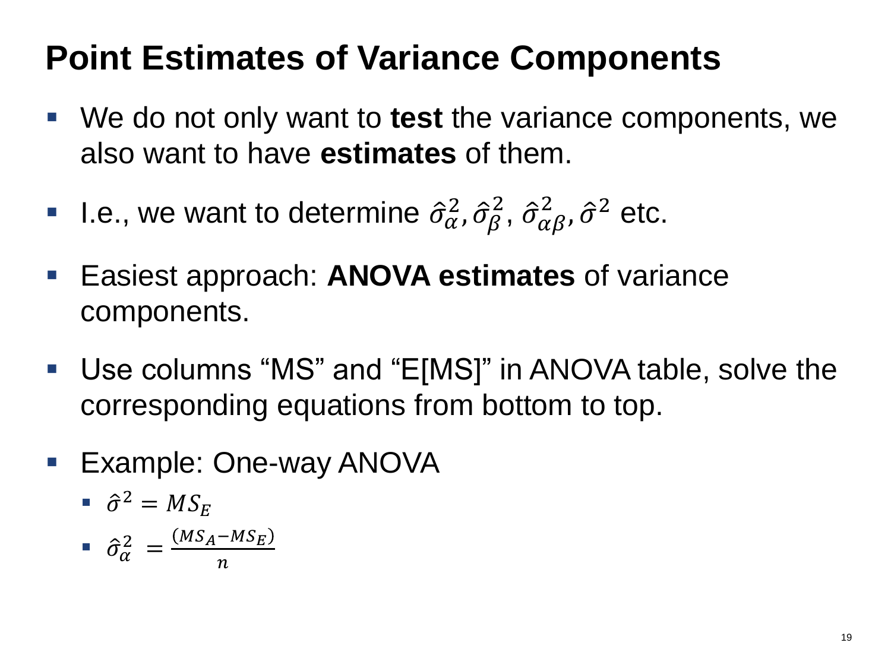# Point Estimates of Variance Components

- We do not only want to **test** the variance components, we also want to have **estimates** of them.
- I.e., we want to determine $\hat{\sigma}_{\alpha}^{2}, \hat{\sigma}_{\beta}^{2}, \hat{\sigma}_{\alpha\beta}^{2}, \hat{\sigma}^{2}$ etc.
- Easiest approach: **ANOVA estimates** of variance components.
- Use columns “MS” and “E[MS]” in ANOVA table, solve the corresponding equations from bottom to top.
- Example: One-way ANOVA
  - $\hat{\sigma}^{2} = MS_E$
  - $\hat{\sigma}_{\alpha}^{2} = \frac{(MS_A - MS_E)}{n}$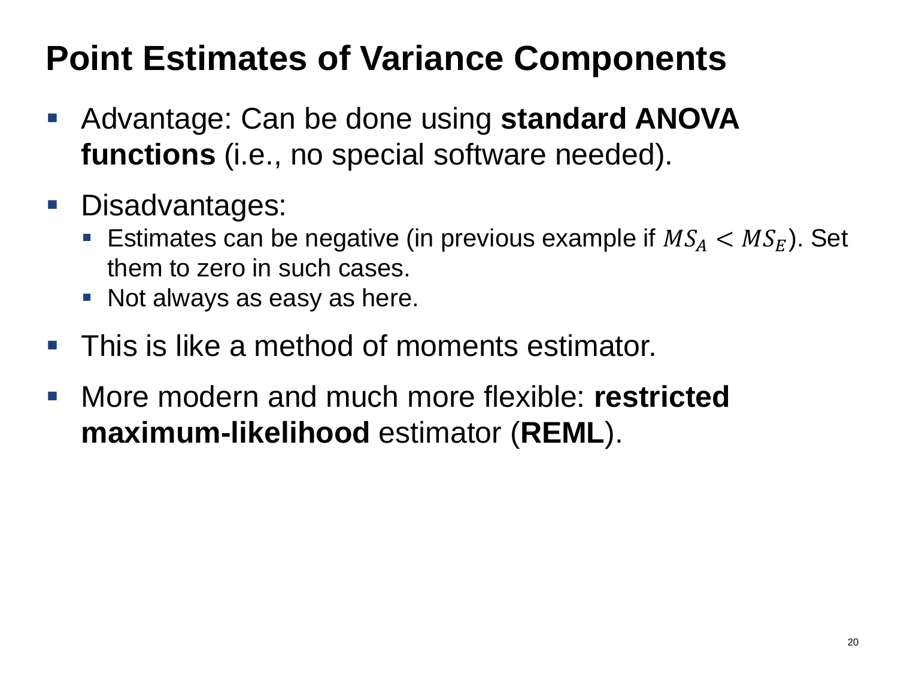# Point Estimates of Variance Components

- Advantage: Can be done using **standard ANOVA functions** (i.e., no special software needed).
- Disadvantages:
  - Estimates can be negative (in previous example if $MS_A < MS_E$). Set them to zero in such cases.
  - Not always as easy as here.
- This is like a method of moments estimator.
- More modern and much more flexible: **restricted maximum-likelihood** estimator (**REML**).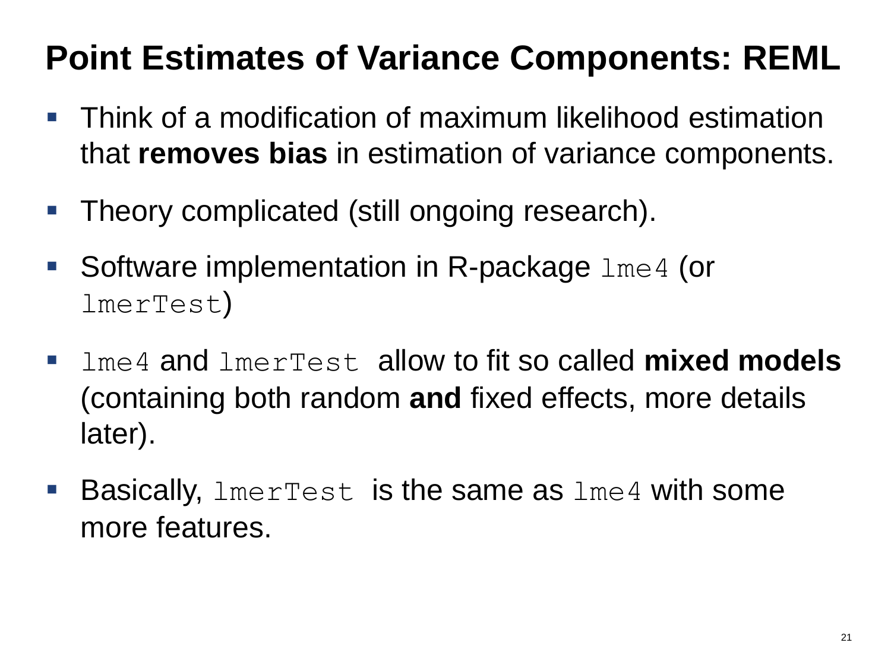# Point Estimates of Variance Components: REML

- Think of a modification of maximum likelihood estimation that **removes bias** in estimation of variance components.
- Theory complicated (still ongoing research).
- Software implementation in R-package `lme4` (or `lmerTest`)
- `lme4` and `lmerTest` allow to fit so called **mixed models** (containing both random **and** fixed effects, more details later).
- Basically, `lmerTest` is the same as `lme4` with some more features.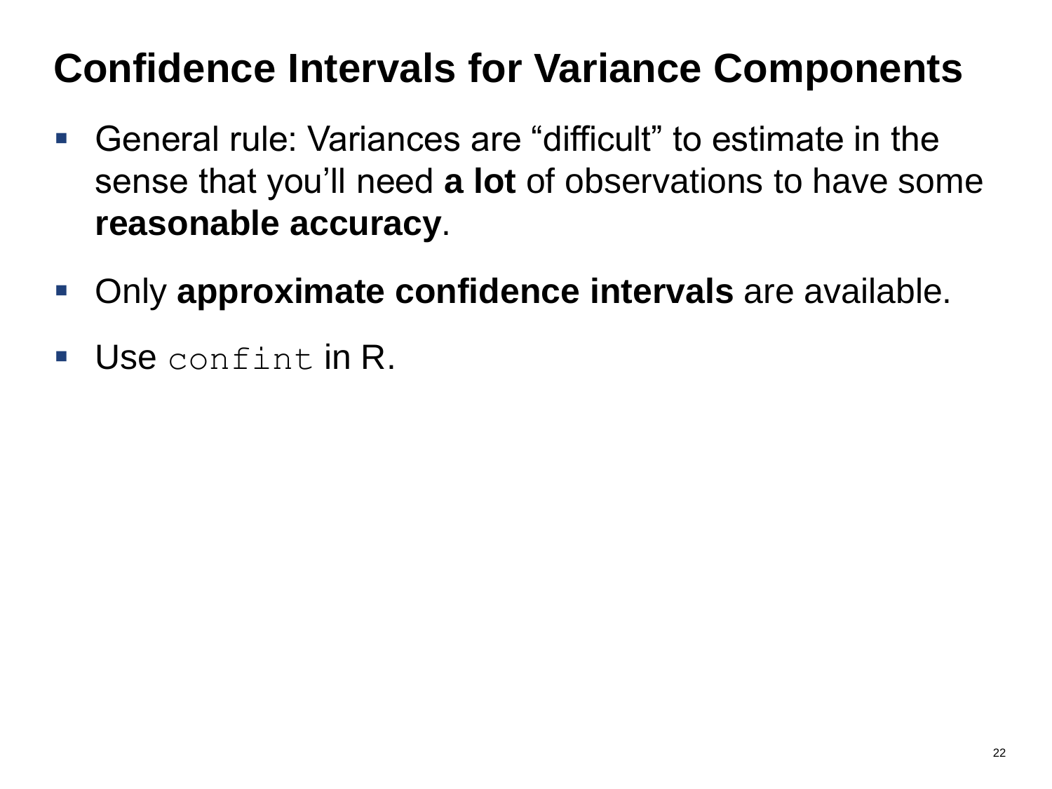# Confidence Intervals for Variance Components

- General rule: Variances are “difficult” to estimate in the sense that you’ll need **a lot** of observations to have some **reasonable accuracy**.
- Only **approximate confidence intervals** are available.
- Use `confint` in R.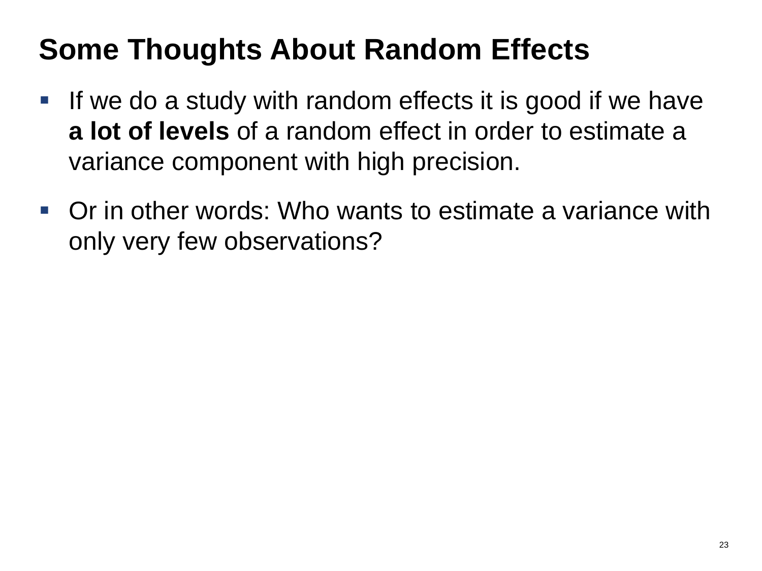# Some Thoughts About Random Effects

- If we do a study with random effects it is good if we have **a lot of levels** of a random effect in order to estimate a variance component with high precision.
- Or in other words: Who wants to estimate a variance with only very few observations?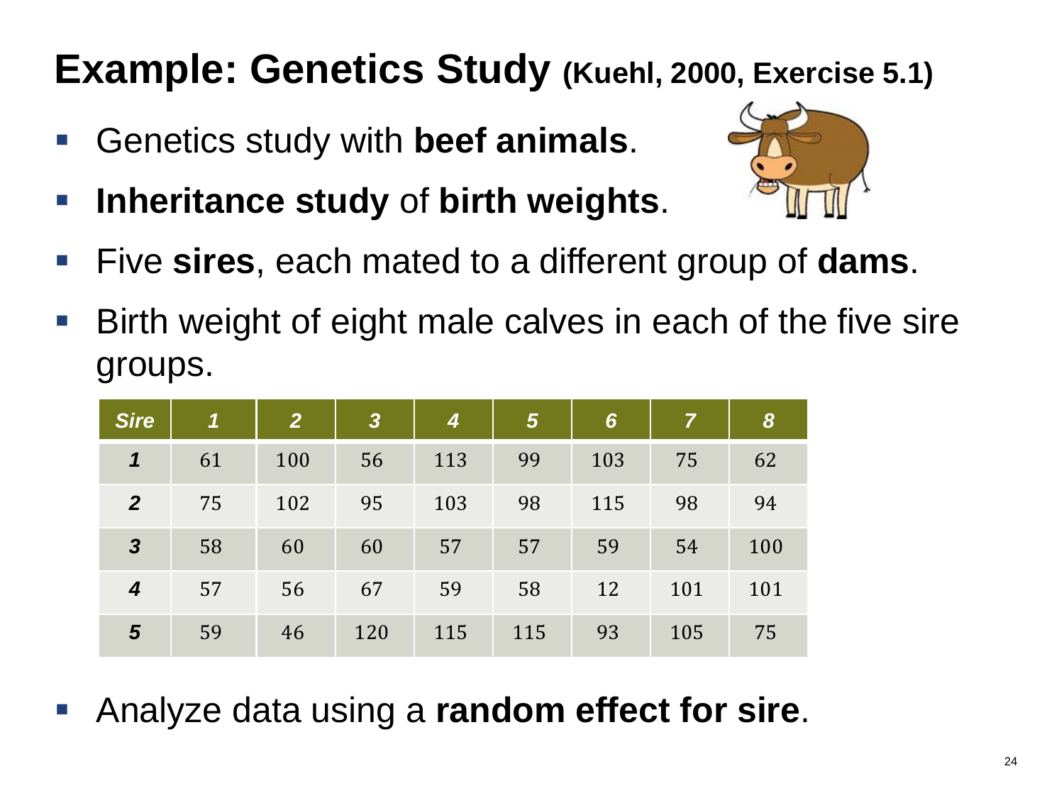# Example: Genetics Study (Kuehl, 2000, Exercise 5.1)

- Genetics study with **beef animals**.
- **Inheritance study** of **birth weights**.
- Five **sires**, each mated to a different group of **dams**.
- Birth weight of eight male calves in each of the five sire groups.

| *Sire* | *1* | *2* | *3* | *4* | *5* | *6* | *7* | *8* |
|---|---|---|---|---|---|---|---|---|
| *1* | 61 | 100 | 56 | 113 | 99 | 103 | 75 | 62 |
| *2* | 75 | 102 | 95 | 103 | 98 | 115 | 98 | 94 |
| *3* | 58 | 60 | 60 | 57 | 57 | 59 | 54 | 100 |
| *4* | 57 | 56 | 67 | 59 | 58 | 12 | 101 | 101 |
| *5* | 59 | 46 | 120 | 115 | 115 | 93 | 105 | 75 |

- Analyze data using a **random effect for sire**.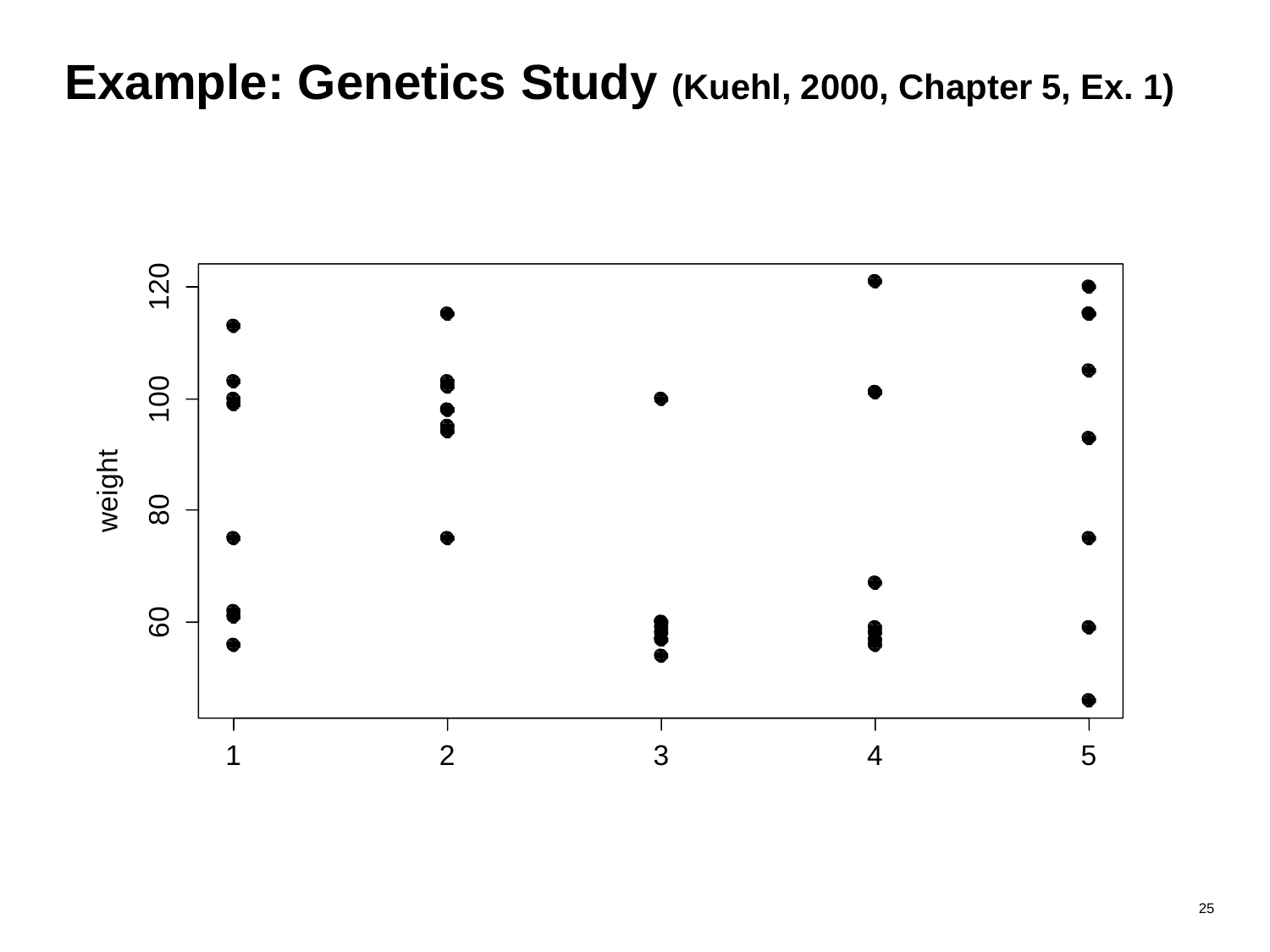# Example: Genetics Study (Kuehl, 2000, Chapter 5, Ex. 1)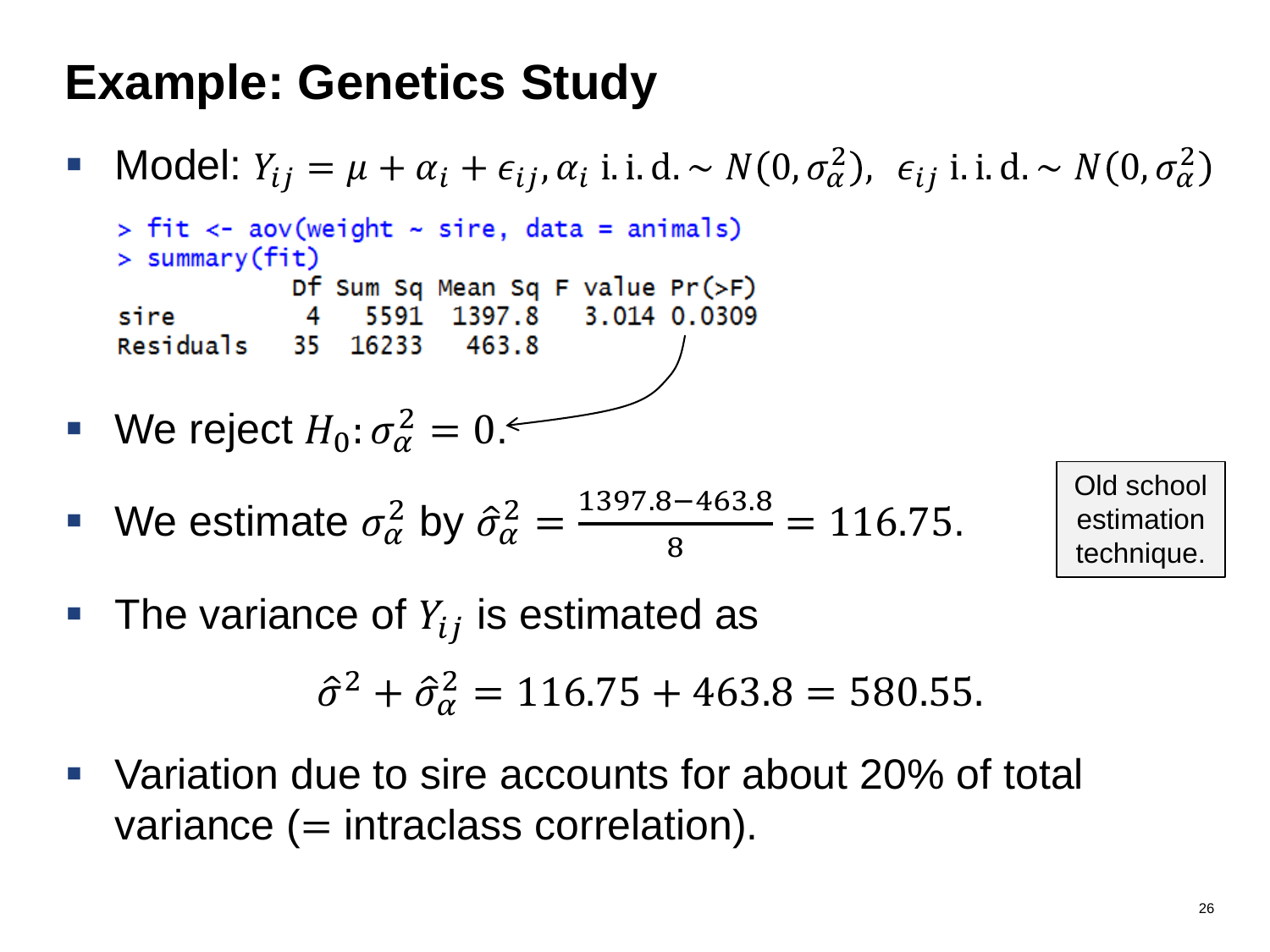# Example: Genetics Study

- Model: $Y_{ij} = \mu + \alpha_i + \epsilon_{ij}, \alpha_i \text{ i.i.d.} \sim N(0, \sigma_\alpha^2),\ \ \epsilon_{ij} \text{ i.i.d.} \sim N(0, \sigma_\alpha^2)$

```
> fit <- aov(weight ~ sire, data = animals)
> summary(fit)
            Df Sum Sq Mean Sq F value Pr(>F)
sire         4   5591  1397.8   3.014 0.0309
Residuals   35  16233   463.8
```

- We reject $H_0: \sigma_\alpha^2 = 0.$

- We estimate $\sigma_\alpha^2$ by $\hat{\sigma}_\alpha^2 = \frac{1397.8 - 463.8}{8} = 116.75.$

Old school estimation technique.

- The variance of $Y_{ij}$ is estimated as

$$\hat{\sigma}^2 + \hat{\sigma}_\alpha^2 = 116.75 + 463.8 = 580.55.$$

- Variation due to sire accounts for about 20% of total variance (= intraclass correlation).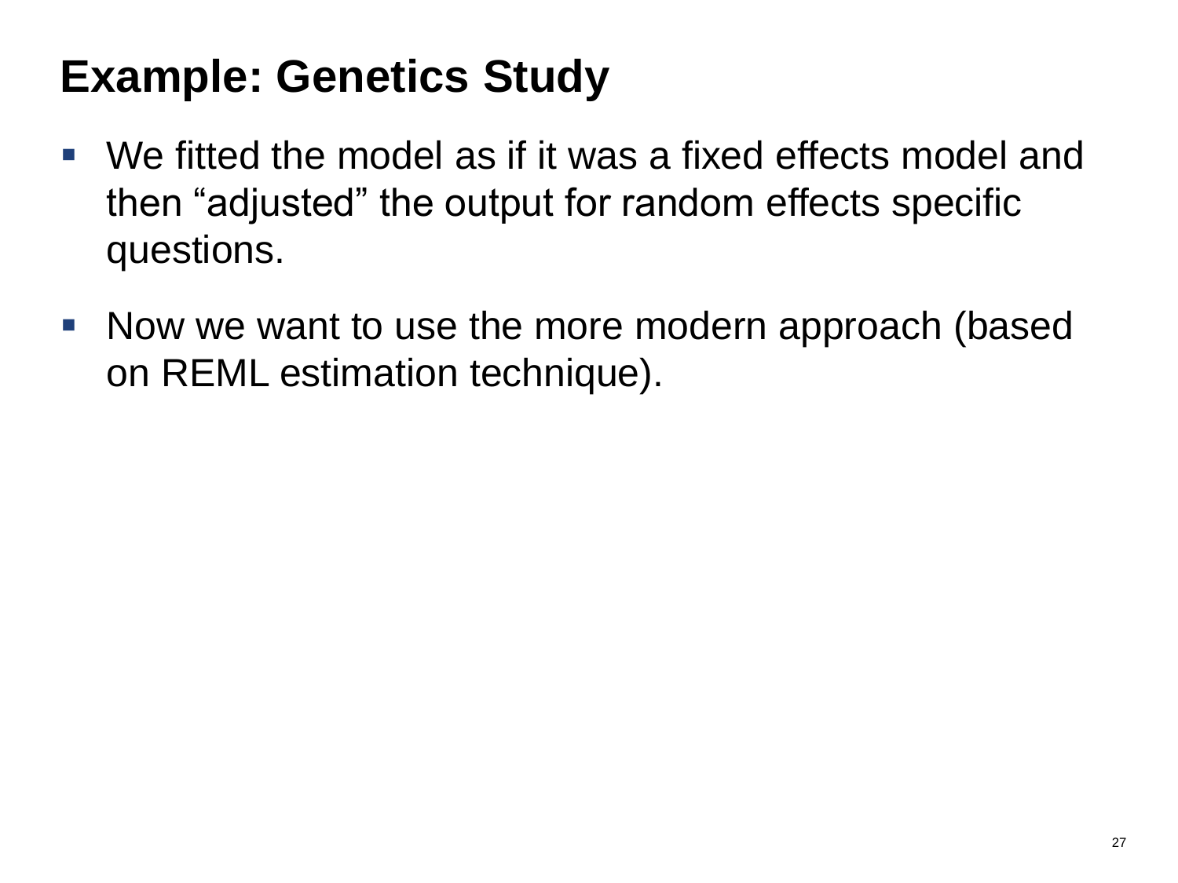# Example: Genetics Study

- We fitted the model as if it was a fixed effects model and then “adjusted” the output for random effects specific questions.
- Now we want to use the more modern approach (based on REML estimation technique).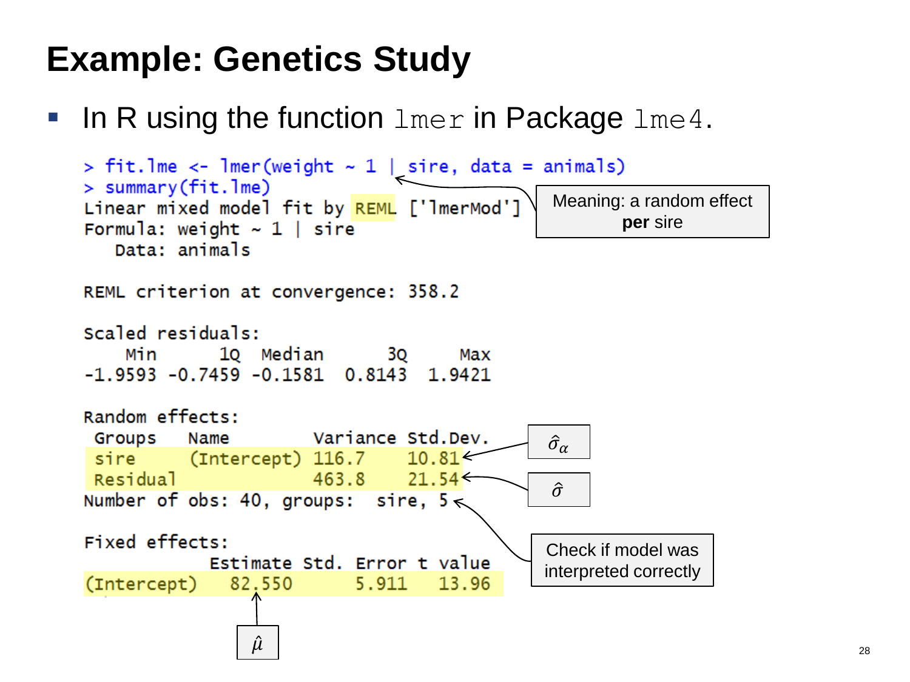# Example: Genetics Study

- In R using the function `lmer` in Package `lme4`.

```
> fit.lme <- lmer(weight ~ 1 | sire, data = animals)
> summary(fit.lme)
Linear mixed model fit by REML ['lmerMod']
Formula: weight ~ 1 | sire
   Data: animals

REML criterion at convergence: 358.2

Scaled residuals:
    Min      1Q  Median      3Q     Max
-1.9593 -0.7459 -0.1581  0.8143  1.9421

Random effects:
 Groups   Name        Variance Std.Dev.
 sire     (Intercept) 116.7    10.81
 Residual             463.8    21.54
Number of obs: 40, groups:  sire, 5

Fixed effects:
            Estimate Std. Error t value
(Intercept)   82.550      5.911   13.96
```

Meaning: a random effect **per** sire

$\hat{\sigma}_\alpha$ (sire Std.Dev. 10.81)

$\hat{\sigma}$ (Residual Std.Dev. 21.54)

Check if model was interpreted correctly (Number of obs: 40, groups: sire, 5)

$\hat{\mu}$ (Intercept estimate 82.550)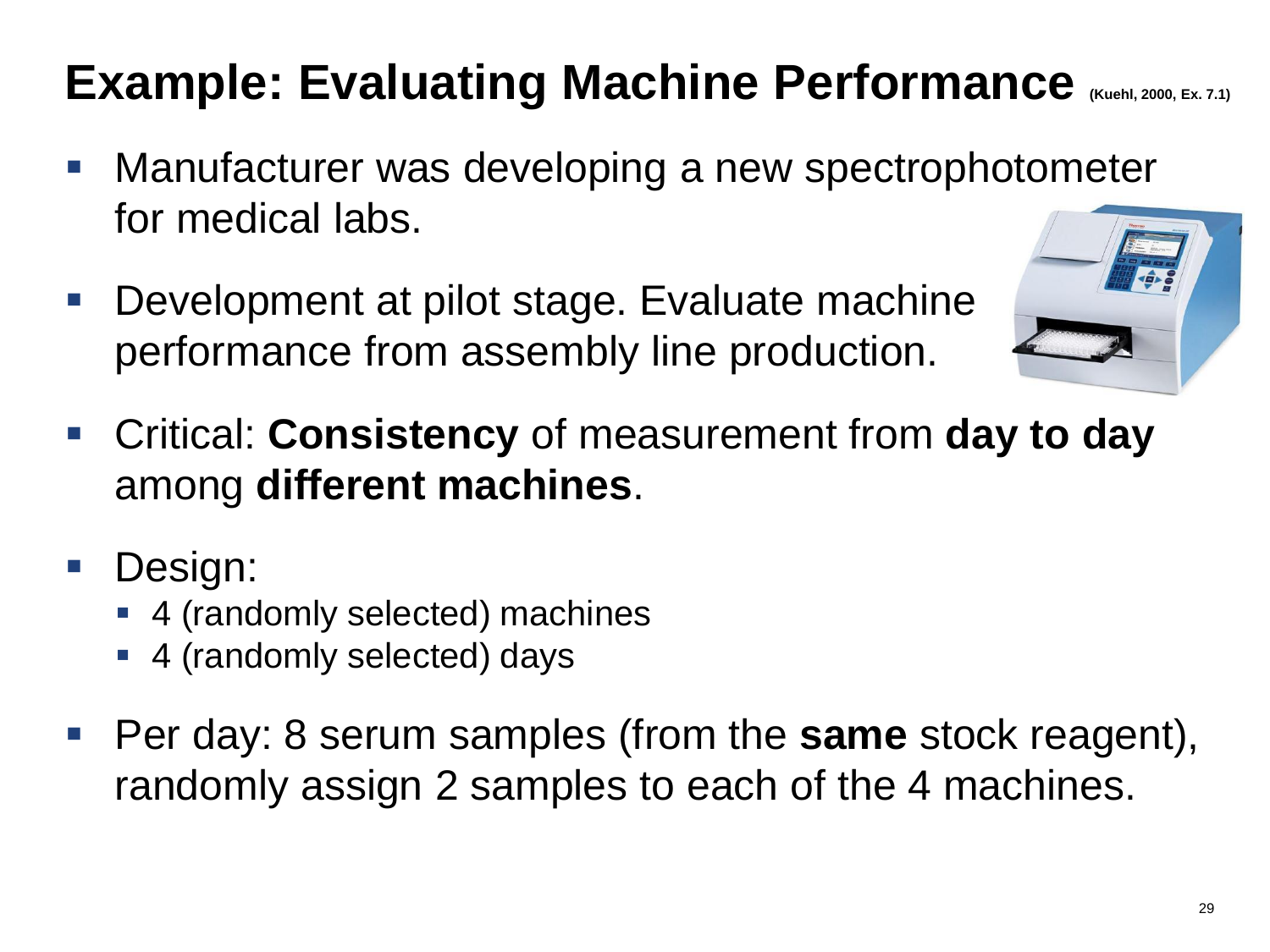# Example: Evaluating Machine Performance (Kuehl, 2000, Ex. 7.1)

- Manufacturer was developing a new spectrophotometer for medical labs.
- Development at pilot stage. Evaluate machine performance from assembly line production.
- Critical: **Consistency** of measurement from **day to day** among **different machines**.
- Design:
  - 4 (randomly selected) machines
  - 4 (randomly selected) days
- Per day: 8 serum samples (from the **same** stock reagent), randomly assign 2 samples to each of the 4 machines.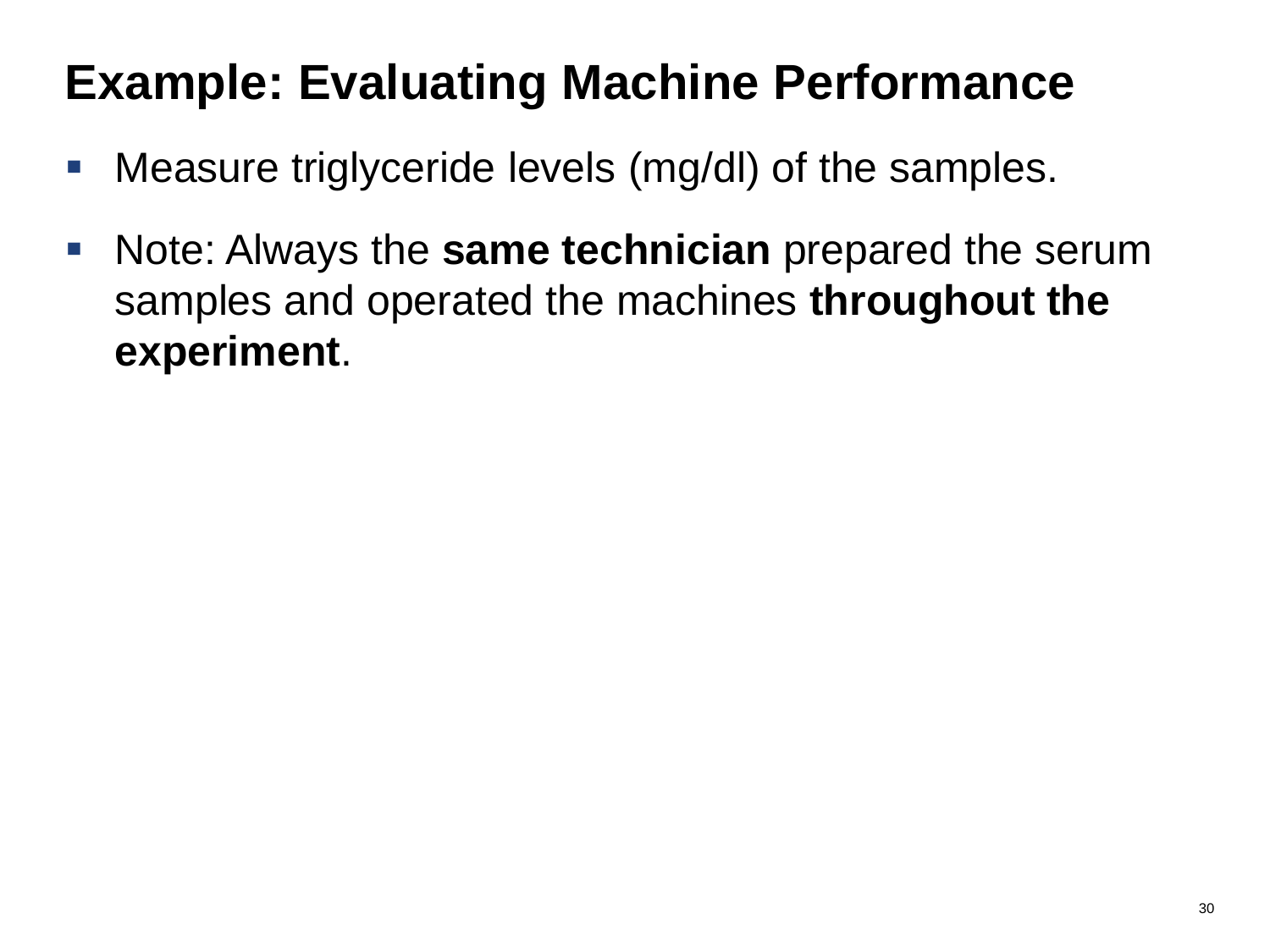# Example: Evaluating Machine Performance

- Measure triglyceride levels (mg/dl) of the samples.
- Note: Always the **same technician** prepared the serum samples and operated the machines **throughout the experiment**.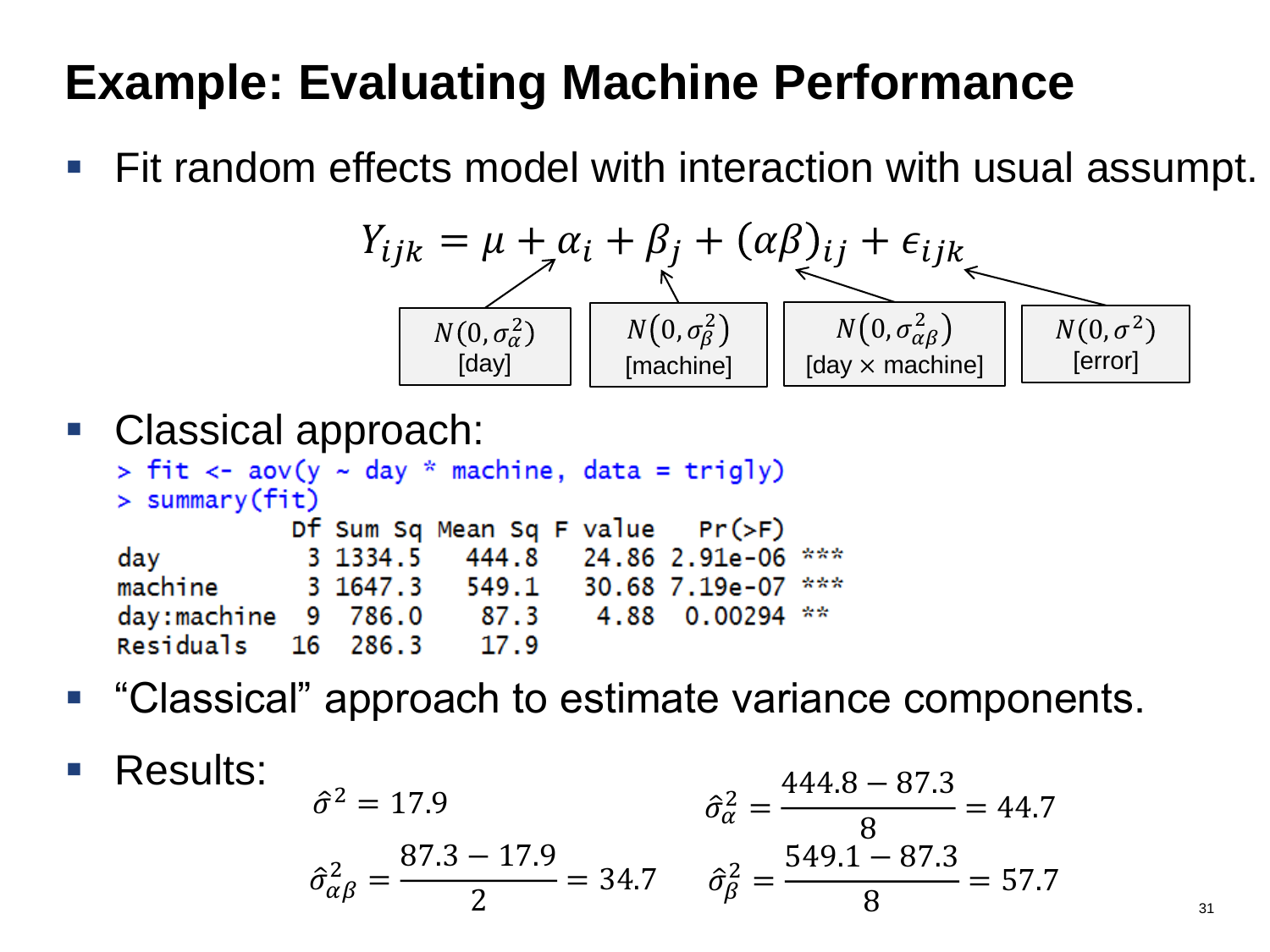# Example: Evaluating Machine Performance

- Fit random effects model with interaction with usual assumpt.

$$Y_{ijk} = \mu + \alpha_i + \beta_j + (\alpha\beta)_{ij} + \epsilon_{ijk}$$

$\alpha_i$: $N(0, \sigma_\alpha^2)$ [day]

$\beta_j$: $N(0, \sigma_\beta^2)$ [machine]

$(\alpha\beta)_{ij}$: $N(0, \sigma_{\alpha\beta}^2)$ [day × machine]

$\epsilon_{ijk}$: $N(0, \sigma^2)$ [error]

- Classical approach:

```
> fit <- aov(y ~ day * machine, data = trigly)
> summary(fit)
            Df Sum Sq Mean Sq F value   Pr(>F)    
day          3 1334.5   444.8   24.86 2.91e-06 ***
machine      3 1647.3   549.1   30.68 7.19e-07 ***
day:machine  9  786.0    87.3    4.88  0.00294 ** 
Residuals   16  286.3    17.9                     
```

- "Classical" approach to estimate variance components.

- Results:

$$\hat{\sigma}^2 = 17.9 \qquad \hat{\sigma}_\alpha^2 = \frac{444.8 - 87.3}{8} = 44.7$$

$$\hat{\sigma}_{\alpha\beta}^2 = \frac{87.3 - 17.9}{2} = 34.7 \qquad \hat{\sigma}_\beta^2 = \frac{549.1 - 87.3}{8} = 57.7$$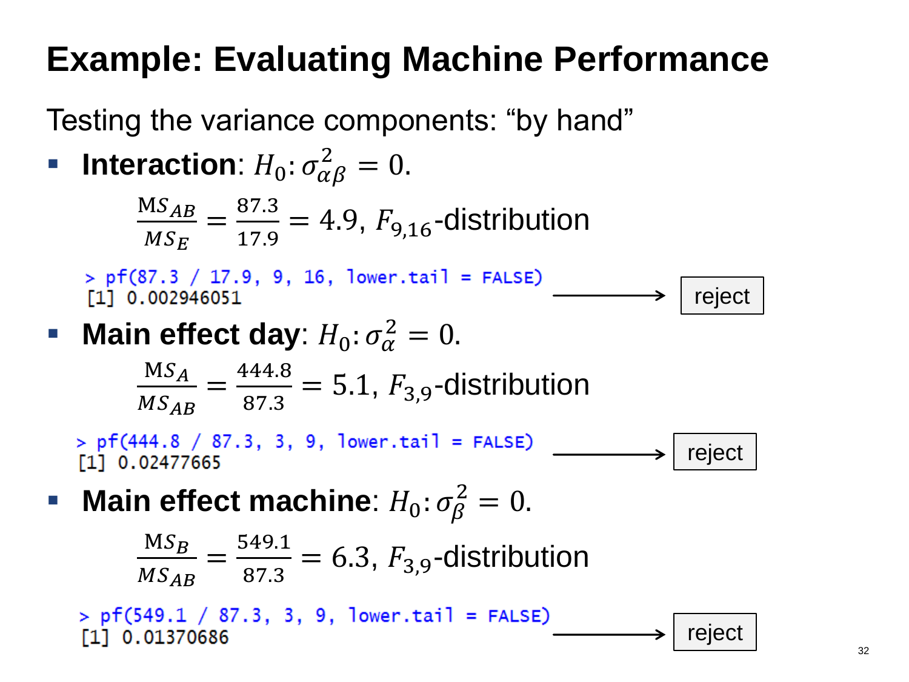# Example: Evaluating Machine Performance

Testing the variance components: "by hand"

- **Interaction**: $H_0 : \sigma^2_{\alpha\beta} = 0.$

  $$\frac{\mathrm{M}S_{AB}}{MS_E} = \frac{87.3}{17.9} = 4.9, \; F_{9,16}\text{-distribution}$$

  ```
  > pf(87.3 / 17.9, 9, 16, lower.tail = FALSE)
  [1] 0.002946051
  ```

  ⟶ reject

- **Main effect day**: $H_0 : \sigma^2_{\alpha} = 0.$

  $$\frac{\mathrm{M}S_{A}}{MS_{AB}} = \frac{444.8}{87.3} = 5.1, \; F_{3,9}\text{-distribution}$$

  ```
  > pf(444.8 / 87.3, 3, 9, lower.tail = FALSE)
  [1] 0.02477665
  ```

  ⟶ reject

- **Main effect machine**: $H_0 : \sigma^2_{\beta} = 0.$

  $$\frac{\mathrm{M}S_{B}}{MS_{AB}} = \frac{549.1}{87.3} = 6.3, \; F_{3,9}\text{-distribution}$$

  ```
  > pf(549.1 / 87.3, 3, 9, lower.tail = FALSE)
  [1] 0.01370686
  ```

  ⟶ reject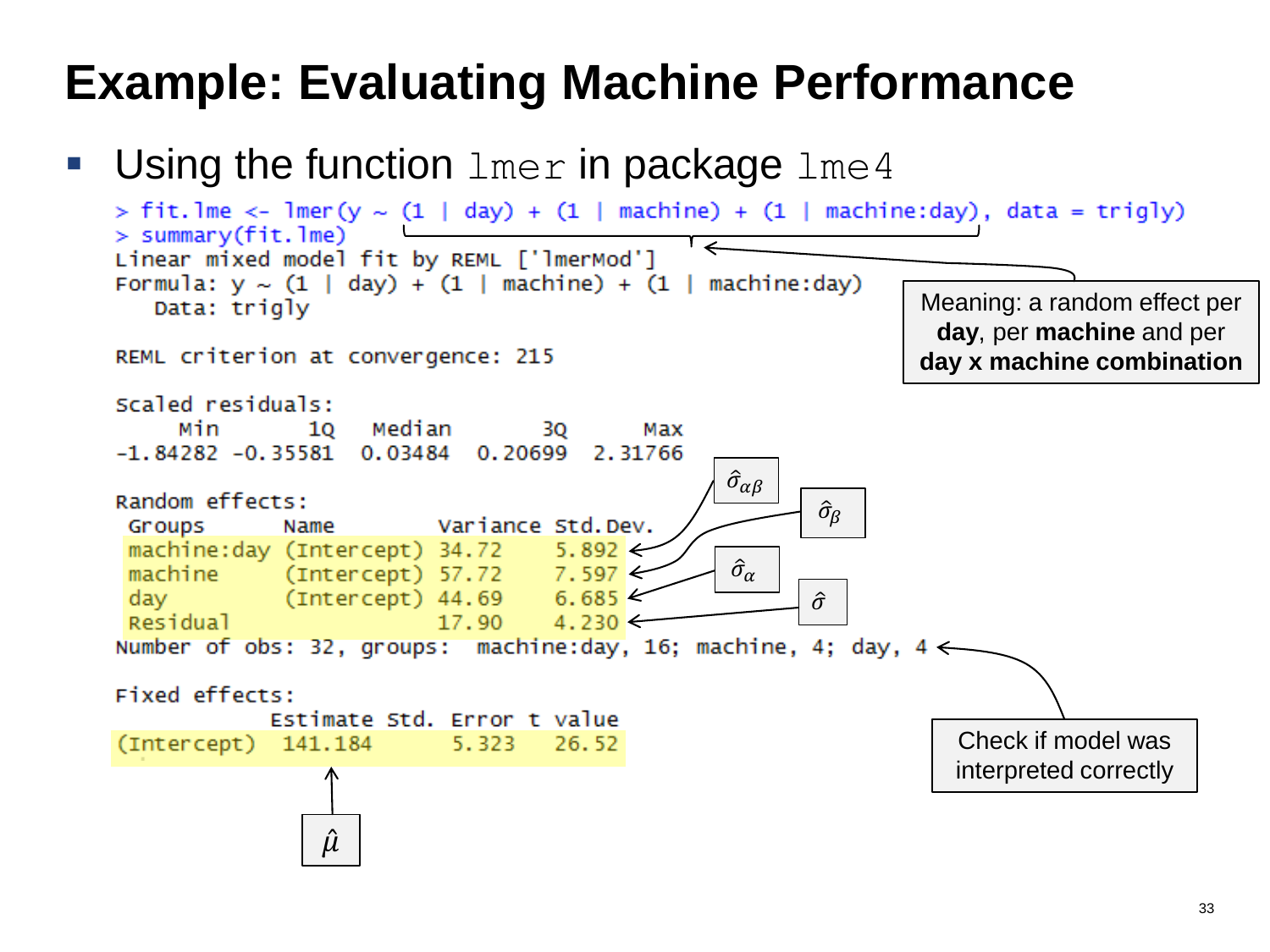# Example: Evaluating Machine Performance

- Using the function `lmer` in package `lme4`

```
> fit.lme <- lmer(y ~ (1 | day) + (1 | machine) + (1 | machine:day), data = trigly)
> summary(fit.lme)
Linear mixed model fit by REML ['lmerMod']
Formula: y ~ (1 | day) + (1 | machine) + (1 | machine:day)
   Data: trigly

REML criterion at convergence: 215

Scaled residuals:
     Min       1Q   Median       3Q      Max
-1.84282 -0.35581  0.03484  0.20699  2.31766

Random effects:
 Groups      Name        Variance Std.Dev.
 machine:day (Intercept) 34.72    5.892
 machine     (Intercept) 57.72    7.597
 day         (Intercept) 44.69    6.685
 Residual                17.90    4.230
Number of obs: 32, groups:  machine:day, 16; machine, 4; day, 4

Fixed effects:
            Estimate Std. Error t value
(Intercept)  141.184      5.323   26.52
```

Meaning: a random effect per **day**, per **machine** and per **day x machine combination**

- Std.Dev. machine:day: $\hat{\sigma}_{\alpha\beta}$
- Std.Dev. machine: $\hat{\sigma}_{\beta}$
- Std.Dev. day: $\hat{\sigma}_{\alpha}$
- Std.Dev. Residual: $\hat{\sigma}$
- (Intercept) Estimate: $\hat{\mu}$

Check if model was interpreted correctly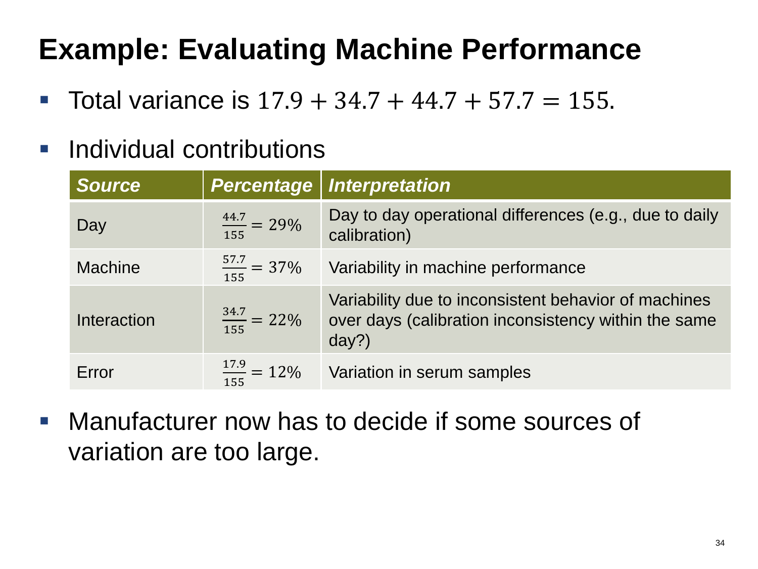# Example: Evaluating Machine Performance

- Total variance is $17.9 + 34.7 + 44.7 + 57.7 = 155$.
- Individual contributions

| ***Source*** | ***Percentage*** | ***Interpretation*** |
|---|---|---|
| Day | $\frac{44.7}{155} = 29\%$ | Day to day operational differences (e.g., due to daily calibration) |
| Machine | $\frac{57.7}{155} = 37\%$ | Variability in machine performance |
| Interaction | $\frac{34.7}{155} = 22\%$ | Variability due to inconsistent behavior of machines over days (calibration inconsistency within the same day?) |
| Error | $\frac{17.9}{155} = 12\%$ | Variation in serum samples |

- Manufacturer now has to decide if some sources of variation are too large.